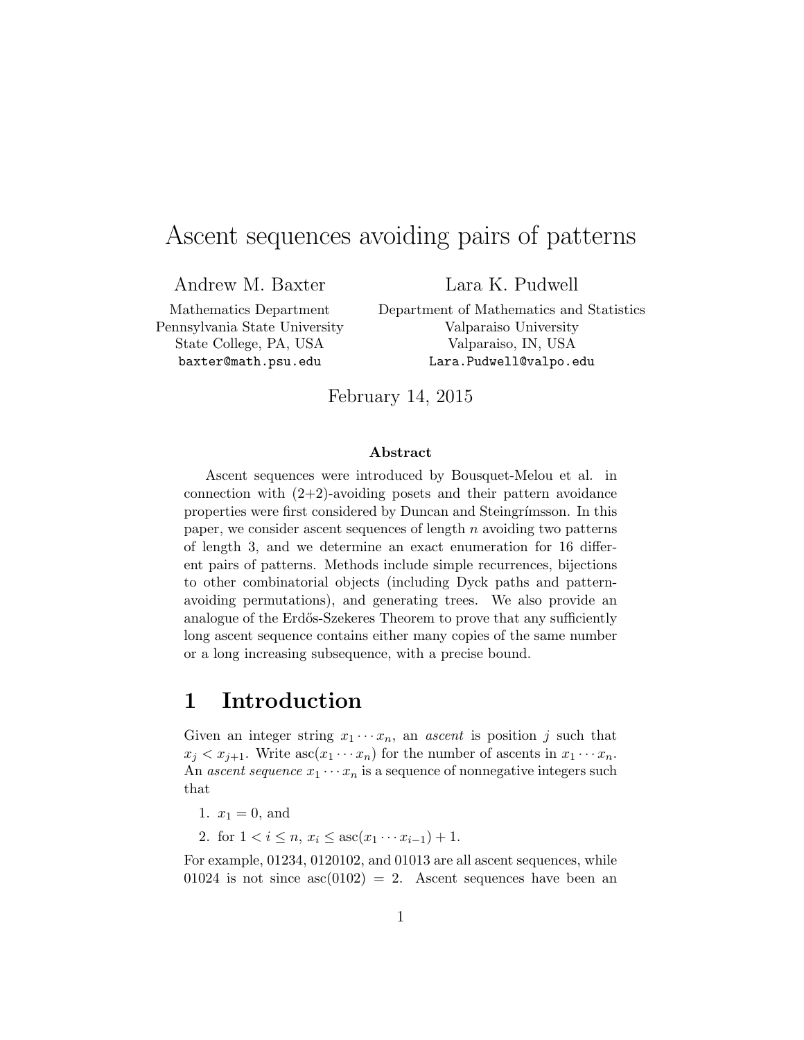# Ascent sequences avoiding pairs of patterns

Andrew M. Baxter
Mathematics Department
Pennsylvania State University
State College, PA, USA
baxter@math.psu.edu

Lara K. Pudwell
Department of Mathematics and Statistics
Valparaiso University
Valparaiso, IN, USA
Lara.Pudwell@valpo.edu

February 14, 2015

**Abstract**

Ascent sequences were introduced by Bousquet-Melou et al. in connection with (2+2)-avoiding posets and their pattern avoidance properties were first considered by Duncan and Steingrímsson. In this paper, we consider ascent sequences of length $n$ avoiding two patterns of length 3, and we determine an exact enumeration for 16 different pairs of patterns. Methods include simple recurrences, bijections to other combinatorial objects (including Dyck paths and pattern-avoiding permutations), and generating trees. We also provide an analogue of the Erdős-Szekeres Theorem to prove that any sufficiently long ascent sequence contains either many copies of the same number or a long increasing subsequence, with a precise bound.

## 1 Introduction

Given an integer string $x_1 \cdots x_n$, an *ascent* is position $j$ such that $x_j < x_{j+1}$. Write $\text{asc}(x_1 \cdots x_n)$ for the number of ascents in $x_1 \cdots x_n$. An *ascent sequence* $x_1 \cdots x_n$ is a sequence of nonnegative integers such that

1. $x_1 = 0$, and
2. for $1 < i \leq n$, $x_i \leq \text{asc}(x_1 \cdots x_{i-1}) + 1$.

For example, 01234, 0120102, and 01013 are all ascent sequences, while 01024 is not since $\text{asc}(0102) = 2$. Ascent sequences have been an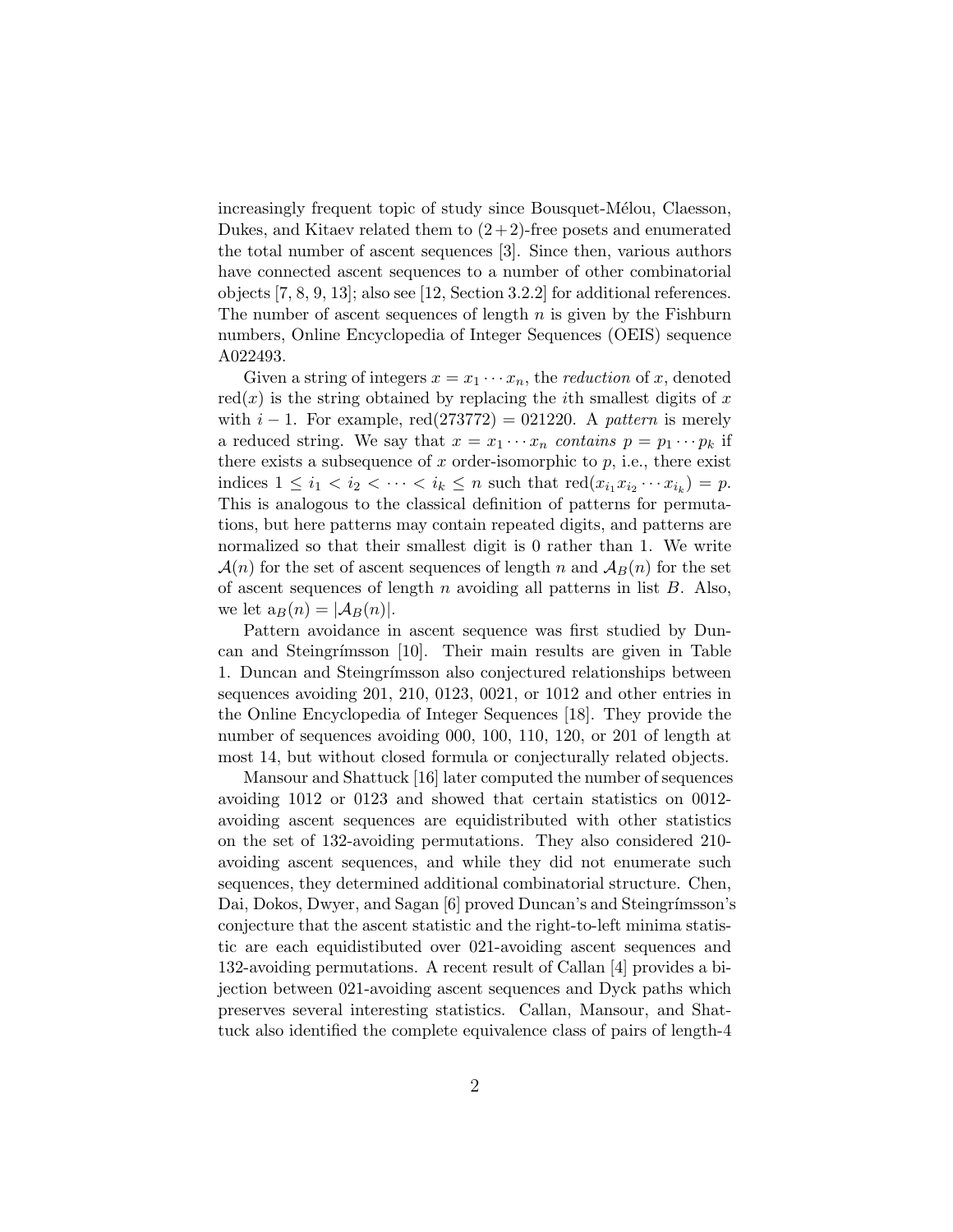increasingly frequent topic of study since Bousquet-Mélou, Claesson, Dukes, and Kitaev related them to $(2+2)$-free posets and enumerated the total number of ascent sequences [3]. Since then, various authors have connected ascent sequences to a number of other combinatorial objects [7, 8, 9, 13]; also see [12, Section 3.2.2] for additional references. The number of ascent sequences of length $n$ is given by the Fishburn numbers, Online Encyclopedia of Integer Sequences (OEIS) sequence A022493.

Given a string of integers $x = x_1 \cdots x_n$, the *reduction* of $x$, denoted $\text{red}(x)$ is the string obtained by replacing the $i$th smallest digits of $x$ with $i-1$. For example, $\text{red}(273772) = 021220$. A *pattern* is merely a reduced string. We say that $x = x_1 \cdots x_n$ *contains* $p = p_1 \cdots p_k$ if there exists a subsequence of $x$ order-isomorphic to $p$, i.e., there exist indices $1 \leq i_1 < i_2 < \cdots < i_k \leq n$ such that $\text{red}(x_{i_1} x_{i_2} \cdots x_{i_k}) = p$. This is analogous to the classical definition of patterns for permutations, but here patterns may contain repeated digits, and patterns are normalized so that their smallest digit is 0 rather than 1. We write $\mathcal{A}(n)$ for the set of ascent sequences of length $n$ and $\mathcal{A}_B(n)$ for the set of ascent sequences of length $n$ avoiding all patterns in list $B$. Also, we let $\text{a}_B(n) = |\mathcal{A}_B(n)|$.

Pattern avoidance in ascent sequence was first studied by Duncan and Steingrímsson [10]. Their main results are given in Table 1. Duncan and Steingrímsson also conjectured relationships between sequences avoiding 201, 210, 0123, 0021, or 1012 and other entries in the Online Encyclopedia of Integer Sequences [18]. They provide the number of sequences avoiding 000, 100, 110, 120, or 201 of length at most 14, but without closed formula or conjecturally related objects.

Mansour and Shattuck [16] later computed the number of sequences avoiding 1012 or 0123 and showed that certain statistics on 0012-avoiding ascent sequences are equidistributed with other statistics on the set of 132-avoiding permutations. They also considered 210-avoiding ascent sequences, and while they did not enumerate such sequences, they determined additional combinatorial structure. Chen, Dai, Dokos, Dwyer, and Sagan [6] proved Duncan's and Steingrímsson's conjecture that the ascent statistic and the right-to-left minima statistic are each equidistibuted over 021-avoiding ascent sequences and 132-avoiding permutations. A recent result of Callan [4] provides a bijection between 021-avoiding ascent sequences and Dyck paths which preserves several interesting statistics. Callan, Mansour, and Shattuck also identified the complete equivalence class of pairs of length-4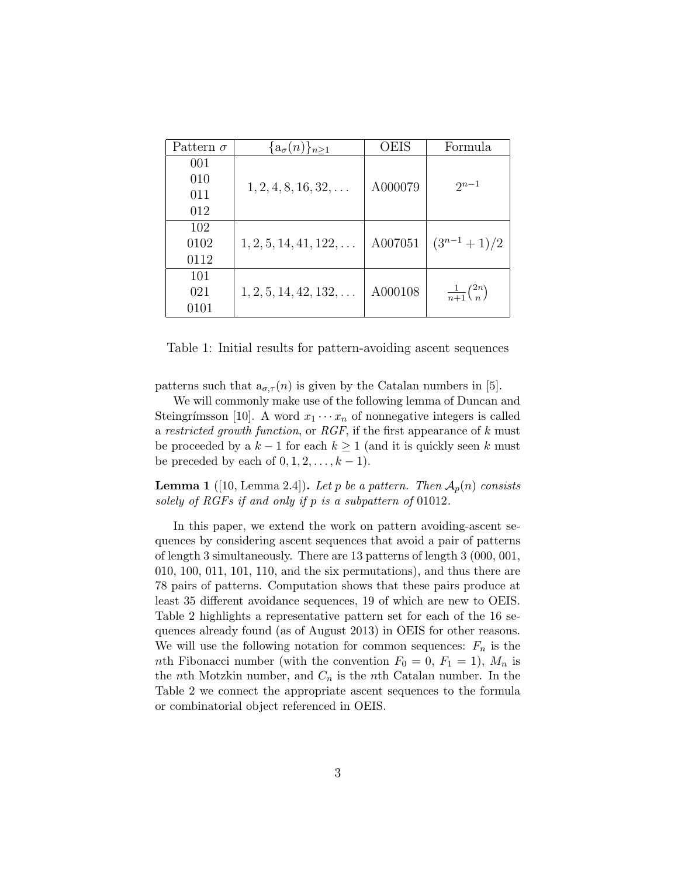| Pattern $\sigma$ | $\{\mathrm{a}_\sigma(n)\}_{n\geq 1}$ | OEIS | Formula |
|---|---|---|---|
| 001<br>010<br>011<br>012 | $1, 2, 4, 8, 16, 32, \ldots$ | A000079 | $2^{n-1}$ |
| 102<br>0102<br>0112 | $1, 2, 5, 14, 41, 122, \ldots$ | A007051 | $(3^{n-1}+1)/2$ |
| 101<br>021<br>0101 | $1, 2, 5, 14, 42, 132, \ldots$ | A000108 | $\frac{1}{n+1}\binom{2n}{n}$ |

Table 1: Initial results for pattern-avoiding ascent sequences

patterns such that $\mathrm{a}_{\sigma,\tau}(n)$ is given by the Catalan numbers in [5].

We will commonly make use of the following lemma of Duncan and Steingrímsson [10]. A word $x_1 \cdots x_n$ of nonnegative integers is called a *restricted growth function*, or *RGF*, if the first appearance of $k$ must be proceeded by a $k-1$ for each $k \geq 1$ (and it is quickly seen $k$ must be preceded by each of $0, 1, 2, \ldots, k-1$).

**Lemma 1** ([10, Lemma 2.4]). *Let $p$ be a pattern. Then $\mathcal{A}_p(n)$ consists solely of RGFs if and only if $p$ is a subpattern of* 01012.

In this paper, we extend the work on pattern avoiding-ascent sequences by considering ascent sequences that avoid a pair of patterns of length 3 simultaneously. There are 13 patterns of length 3 (000, 001, 010, 100, 011, 101, 110, and the six permutations), and thus there are 78 pairs of patterns. Computation shows that these pairs produce at least 35 different avoidance sequences, 19 of which are new to OEIS. Table 2 highlights a representative pattern set for each of the 16 sequences already found (as of August 2013) in OEIS for other reasons. We will use the following notation for common sequences: $F_n$ is the $n$th Fibonacci number (with the convention $F_0 = 0$, $F_1 = 1$), $M_n$ is the $n$th Motzkin number, and $C_n$ is the $n$th Catalan number. In the Table 2 we connect the appropriate ascent sequences to the formula or combinatorial object referenced in OEIS.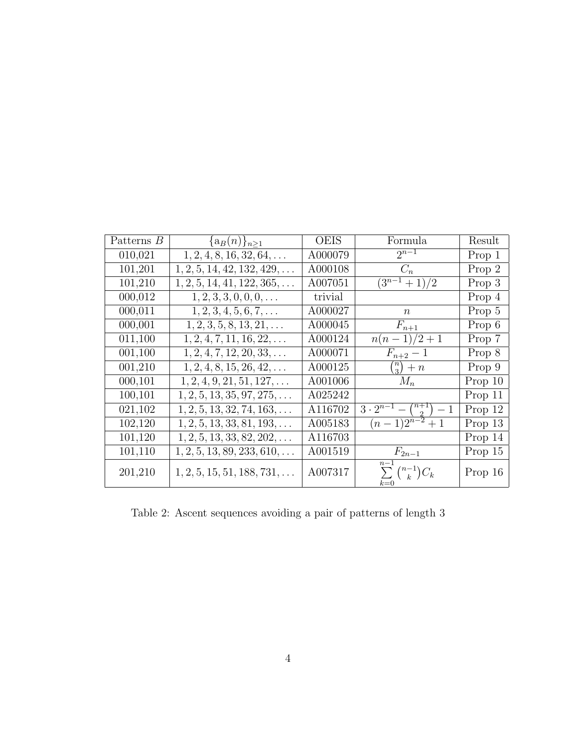| Patterns $B$ | $\{a_B(n)\}_{n\geq 1}$ | OEIS | Formula | Result |
|---|---|---|---|---|
| 010,021 | $1, 2, 4, 8, 16, 32, 64, \ldots$ | A000079 | $2^{n-1}$ | Prop 1 |
| 101,201 | $1, 2, 5, 14, 42, 132, 429, \ldots$ | A000108 | $C_n$ | Prop 2 |
| 101,210 | $1, 2, 5, 14, 41, 122, 365, \ldots$ | A007051 | $(3^{n-1}+1)/2$ | Prop 3 |
| 000,012 | $1, 2, 3, 3, 0, 0, 0, \ldots$ | trivial | | Prop 4 |
| 000,011 | $1, 2, 3, 4, 5, 6, 7, \ldots$ | A000027 | $n$ | Prop 5 |
| 000,001 | $1, 2, 3, 5, 8, 13, 21, \ldots$ | A000045 | $F_{n+1}$ | Prop 6 |
| 011,100 | $1, 2, 4, 7, 11, 16, 22, \ldots$ | A000124 | $n(n-1)/2+1$ | Prop 7 |
| 001,100 | $1, 2, 4, 7, 12, 20, 33, \ldots$ | A000071 | $F_{n+2}-1$ | Prop 8 |
| 001,210 | $1, 2, 4, 8, 15, 26, 42, \ldots$ | A000125 | $\binom{n}{3}+n$ | Prop 9 |
| 000,101 | $1, 2, 4, 9, 21, 51, 127, \ldots$ | A001006 | $M_n$ | Prop 10 |
| 100,101 | $1, 2, 5, 13, 35, 97, 275, \ldots$ | A025242 | | Prop 11 |
| 021,102 | $1, 2, 5, 13, 32, 74, 163, \ldots$ | A116702 | $3 \cdot 2^{n-1} - \binom{n+1}{2} - 1$ | Prop 12 |
| 102,120 | $1, 2, 5, 13, 33, 81, 193, \ldots$ | A005183 | $(n-1)2^{n-2}+1$ | Prop 13 |
| 101,120 | $1, 2, 5, 13, 33, 82, 202, \ldots$ | A116703 | | Prop 14 |
| 101,110 | $1, 2, 5, 13, 89, 233, 610, \ldots$ | A001519 | $F_{2n-1}$ | Prop 15 |
| 201,210 | $1, 2, 5, 15, 51, 188, 731, \ldots$ | A007317 | $\sum_{k=0}^{n-1} \binom{n-1}{k} C_k$ | Prop 16 |

Table 2: Ascent sequences avoiding a pair of patterns of length 3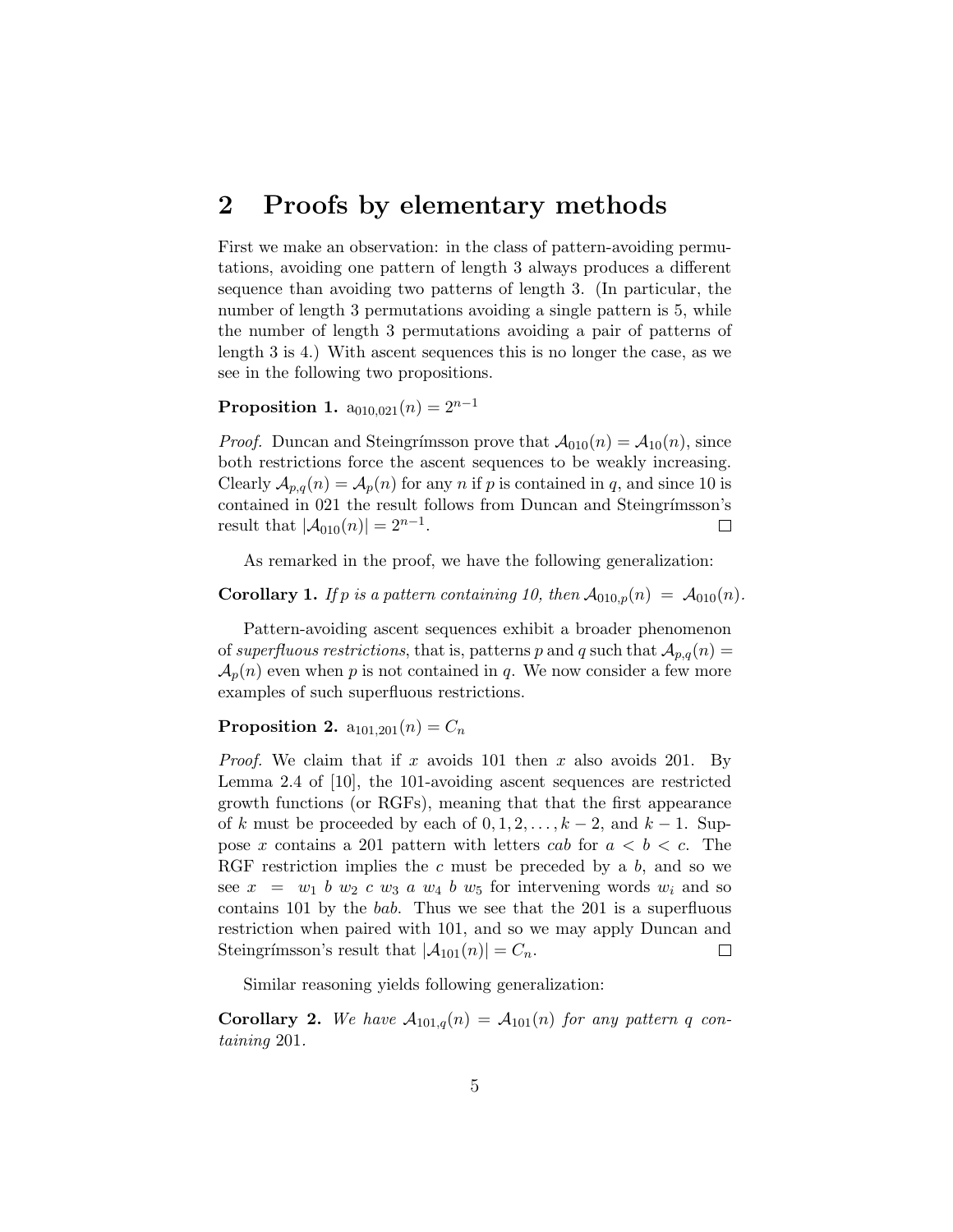## 2 Proofs by elementary methods

First we make an observation: in the class of pattern-avoiding permutations, avoiding one pattern of length 3 always produces a different sequence than avoiding two patterns of length 3. (In particular, the number of length 3 permutations avoiding a single pattern is 5, while the number of length 3 permutations avoiding a pair of patterns of length 3 is 4.) With ascent sequences this is no longer the case, as we see in the following two propositions.

**Proposition 1.** $\mathrm{a}_{010,021}(n) = 2^{n-1}$

*Proof.* Duncan and Steingrímsson prove that $\mathcal{A}_{010}(n) = \mathcal{A}_{10}(n)$, since both restrictions force the ascent sequences to be weakly increasing. Clearly $\mathcal{A}_{p,q}(n) = \mathcal{A}_p(n)$ for any $n$ if $p$ is contained in $q$, and since 10 is contained in 021 the result follows from Duncan and Steingrímsson's result that $|\mathcal{A}_{010}(n)| = 2^{n-1}$. $\square$

As remarked in the proof, we have the following generalization:

**Corollary 1.** *If $p$ is a pattern containing 10, then $\mathcal{A}_{010,p}(n) = \mathcal{A}_{010}(n)$.*

Pattern-avoiding ascent sequences exhibit a broader phenomenon of *superfluous restrictions*, that is, patterns $p$ and $q$ such that $\mathcal{A}_{p,q}(n) = \mathcal{A}_p(n)$ even when $p$ is not contained in $q$. We now consider a few more examples of such superfluous restrictions.

**Proposition 2.** $\mathrm{a}_{101,201}(n) = C_n$

*Proof.* We claim that if $x$ avoids 101 then $x$ also avoids 201. By Lemma 2.4 of [10], the 101-avoiding ascent sequences are restricted growth functions (or RGFs), meaning that that the first appearance of $k$ must be proceeded by each of $0, 1, 2, \ldots, k-2$, and $k-1$. Suppose $x$ contains a 201 pattern with letters $cab$ for $a < b < c$. The RGF restriction implies the $c$ must be preceded by a $b$, and so we see $x = w_1\ b\ w_2\ c\ w_3\ a\ w_4\ b\ w_5$ for intervening words $w_i$ and so contains 101 by the $bab$. Thus we see that the 201 is a superfluous restriction when paired with 101, and so we may apply Duncan and Steingrímsson's result that $|\mathcal{A}_{101}(n)| = C_n$. $\square$

Similar reasoning yields following generalization:

**Corollary 2.** *We have $\mathcal{A}_{101,q}(n) = \mathcal{A}_{101}(n)$ for any pattern $q$ containing 201.*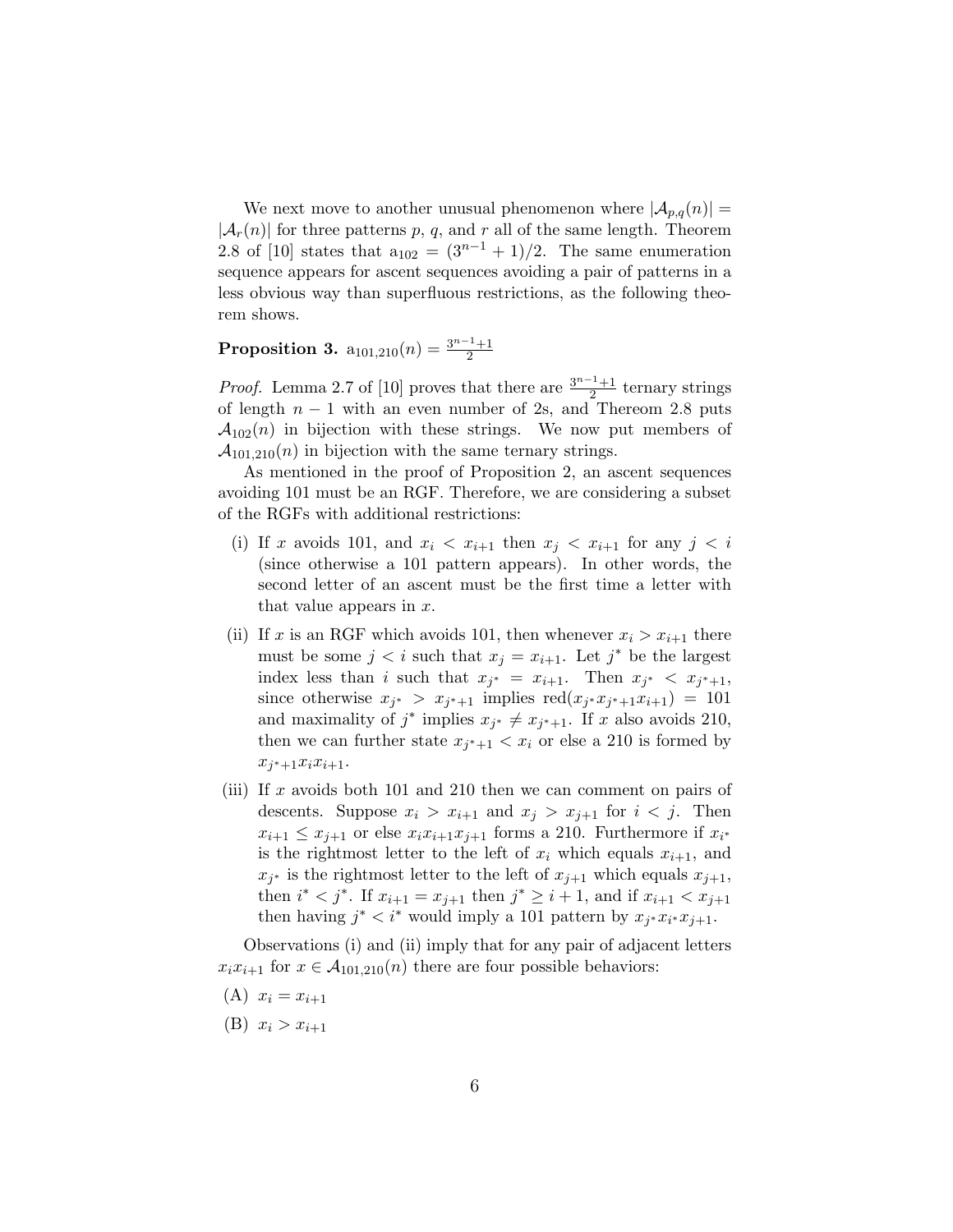We next move to another unusual phenomenon where $|\mathcal{A}_{p,q}(n)| = |\mathcal{A}_r(n)|$ for three patterns $p$, $q$, and $r$ all of the same length. Theorem 2.8 of [10] states that $\mathrm{a}_{102} = (3^{n-1}+1)/2$. The same enumeration sequence appears for ascent sequences avoiding a pair of patterns in a less obvious way than superfluous restrictions, as the following theorem shows.

**Proposition 3.** $\mathrm{a}_{101,210}(n) = \frac{3^{n-1}+1}{2}$

*Proof.* Lemma 2.7 of [10] proves that there are $\frac{3^{n-1}+1}{2}$ ternary strings of length $n-1$ with an even number of 2s, and Thereom 2.8 puts $\mathcal{A}_{102}(n)$ in bijection with these strings. We now put members of $\mathcal{A}_{101,210}(n)$ in bijection with the same ternary strings.

As mentioned in the proof of Proposition 2, an ascent sequences avoiding 101 must be an RGF. Therefore, we are considering a subset of the RGFs with additional restrictions:

(i) If $x$ avoids 101, and $x_i < x_{i+1}$ then $x_j < x_{i+1}$ for any $j < i$ (since otherwise a 101 pattern appears). In other words, the second letter of an ascent must be the first time a letter with that value appears in $x$.

(ii) If $x$ is an RGF which avoids 101, then whenever $x_i > x_{i+1}$ there must be some $j < i$ such that $x_j = x_{i+1}$. Let $j^*$ be the largest index less than $i$ such that $x_{j^*} = x_{i+1}$. Then $x_{j^*} < x_{j^*+1}$, since otherwise $x_{j^*} > x_{j^*+1}$ implies $\mathrm{red}(x_{j^*}x_{j^*+1}x_{i+1}) = 101$ and maximality of $j^*$ implies $x_{j^*} \neq x_{j^*+1}$. If $x$ also avoids 210, then we can further state $x_{j^*+1} < x_i$ or else a 210 is formed by $x_{j^*+1}x_ix_{i+1}$.

(iii) If $x$ avoids both 101 and 210 then we can comment on pairs of descents. Suppose $x_i > x_{i+1}$ and $x_j > x_{j+1}$ for $i < j$. Then $x_{i+1} \leq x_{j+1}$ or else $x_ix_{i+1}x_{j+1}$ forms a 210. Furthermore if $x_{i^*}$ is the rightmost letter to the left of $x_i$ which equals $x_{i+1}$, and $x_{j^*}$ is the rightmost letter to the left of $x_{j+1}$ which equals $x_{j+1}$, then $i^* < j^*$. If $x_{i+1} = x_{j+1}$ then $j^* \geq i+1$, and if $x_{i+1} < x_{j+1}$ then having $j^* < i^*$ would imply a 101 pattern by $x_{j^*}x_{i^*}x_{j+1}$.

Observations (i) and (ii) imply that for any pair of adjacent letters $x_ix_{i+1}$ for $x \in \mathcal{A}_{101,210}(n)$ there are four possible behaviors:

(A) $x_i = x_{i+1}$

(B) $x_i > x_{i+1}$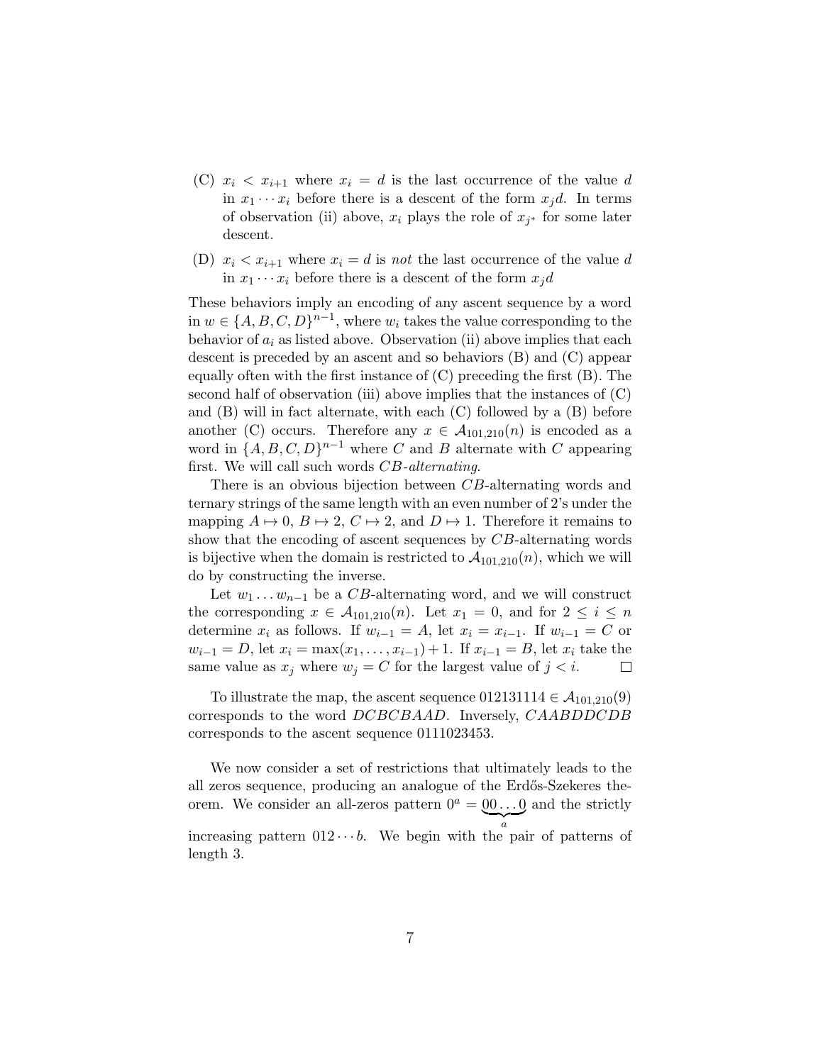(C) $x_i < x_{i+1}$ where $x_i = d$ is the last occurrence of the value $d$ in $x_1 \cdots x_i$ before there is a descent of the form $x_j d$. In terms of observation (ii) above, $x_i$ plays the role of $x_{j^*}$ for some later descent.

(D) $x_i < x_{i+1}$ where $x_i = d$ is *not* the last occurrence of the value $d$ in $x_1 \cdots x_i$ before there is a descent of the form $x_j d$

These behaviors imply an encoding of any ascent sequence by a word in $w \in \{A, B, C, D\}^{n-1}$, where $w_i$ takes the value corresponding to the behavior of $a_i$ as listed above. Observation (ii) above implies that each descent is preceded by an ascent and so behaviors (B) and (C) appear equally often with the first instance of (C) preceding the first (B). The second half of observation (iii) above implies that the instances of (C) and (B) will in fact alternate, with each (C) followed by a (B) before another (C) occurs. Therefore any $x \in \mathcal{A}_{101,210}(n)$ is encoded as a word in $\{A, B, C, D\}^{n-1}$ where $C$ and $B$ alternate with $C$ appearing first. We will call such words *$CB$-alternating*.

There is an obvious bijection between $CB$-alternating words and ternary strings of the same length with an even number of 2's under the mapping $A \mapsto 0$, $B \mapsto 2$, $C \mapsto 2$, and $D \mapsto 1$. Therefore it remains to show that the encoding of ascent sequences by $CB$-alternating words is bijective when the domain is restricted to $\mathcal{A}_{101,210}(n)$, which we will do by constructing the inverse.

Let $w_1 \dots w_{n-1}$ be a $CB$-alternating word, and we will construct the corresponding $x \in \mathcal{A}_{101,210}(n)$. Let $x_1 = 0$, and for $2 \leq i \leq n$ determine $x_i$ as follows. If $w_{i-1} = A$, let $x_i = x_{i-1}$. If $w_{i-1} = C$ or $w_{i-1} = D$, let $x_i = \max(x_1, \dots, x_{i-1}) + 1$. If $x_{i-1} = B$, let $x_i$ take the same value as $x_j$ where $w_j = C$ for the largest value of $j < i$. □

To illustrate the map, the ascent sequence $012131114 \in \mathcal{A}_{101,210}(9)$ corresponds to the word $DCBCBAAD$. Inversely, $CAABDDCDB$ corresponds to the ascent sequence 0111023453.

We now consider a set of restrictions that ultimately leads to the all zeros sequence, producing an analogue of the Erdős-Szekeres theorem. We consider an all-zeros pattern $0^a = \underbrace{00\dots0}_{a}$ and the strictly increasing pattern $012 \cdots b$. We begin with the pair of patterns of length 3.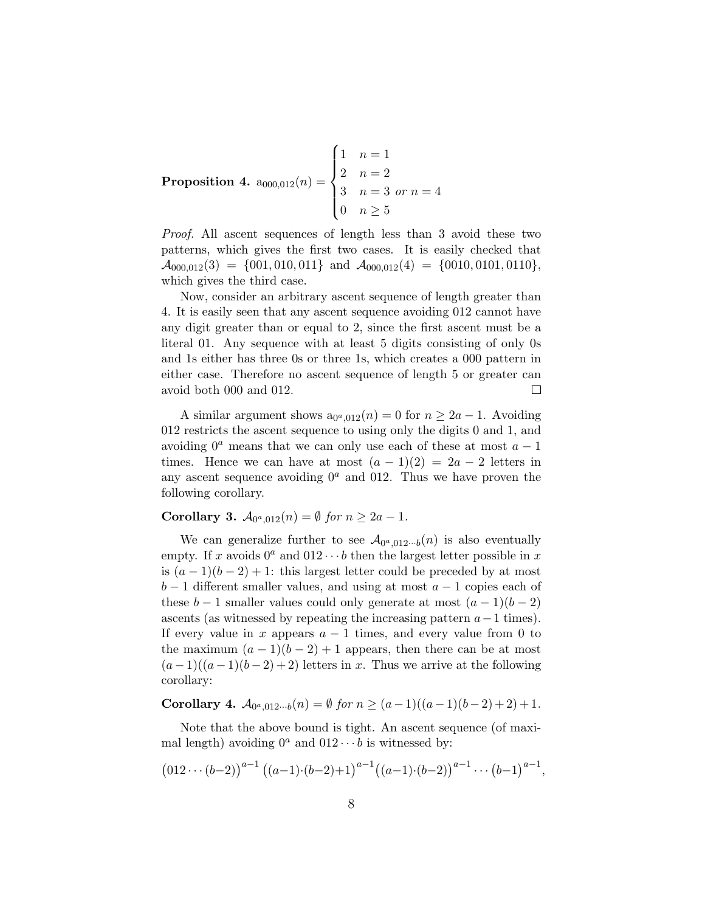**Proposition 4.** $\mathrm{a}_{000,012}(n) = \begin{cases} 1 & n = 1 \\ 2 & n = 2 \\ 3 & n = 3 \text{ or } n = 4 \\ 0 & n \geq 5 \end{cases}$

*Proof.* All ascent sequences of length less than 3 avoid these two patterns, which gives the first two cases. It is easily checked that $\mathcal{A}_{000,012}(3) = \{001, 010, 011\}$ and $\mathcal{A}_{000,012}(4) = \{0010, 0101, 0110\}$, which gives the third case.

Now, consider an arbitrary ascent sequence of length greater than 4. It is easily seen that any ascent sequence avoiding 012 cannot have any digit greater than or equal to 2, since the first ascent must be a literal 01. Any sequence with at least 5 digits consisting of only 0s and 1s either has three 0s or three 1s, which creates a 000 pattern in either case. Therefore no ascent sequence of length 5 or greater can avoid both 000 and 012. $\square$

A similar argument shows $\mathrm{a}_{0^a,012}(n) = 0$ for $n \geq 2a - 1$. Avoiding 012 restricts the ascent sequence to using only the digits 0 and 1, and avoiding $0^a$ means that we can only use each of these at most $a - 1$ times. Hence we can have at most $(a - 1)(2) = 2a - 2$ letters in any ascent sequence avoiding $0^a$ and 012. Thus we have proven the following corollary.

**Corollary 3.** *$\mathcal{A}_{0^a,012}(n) = \emptyset$ for $n \geq 2a - 1$.*

We can generalize further to see $\mathcal{A}_{0^a,012\cdots b}(n)$ is also eventually empty. If $x$ avoids $0^a$ and $012\cdots b$ then the largest letter possible in $x$ is $(a - 1)(b - 2) + 1$: this largest letter could be preceded by at most $b - 1$ different smaller values, and using at most $a - 1$ copies each of these $b - 1$ smaller values could only generate at most $(a - 1)(b - 2)$ ascents (as witnessed by repeating the increasing pattern $a - 1$ times). If every value in $x$ appears $a - 1$ times, and every value from 0 to the maximum $(a - 1)(b - 2) + 1$ appears, then there can be at most $(a - 1)((a - 1)(b - 2) + 2)$ letters in $x$. Thus we arrive at the following corollary:

**Corollary 4.** *$\mathcal{A}_{0^a,012\cdots b}(n) = \emptyset$ for $n \geq (a - 1)((a - 1)(b - 2) + 2) + 1$.*

Note that the above bound is tight. An ascent sequence (of maximal length) avoiding $0^a$ and $012\cdots b$ is witnessed by:

$$\big(012\cdots(b-2)\big)^{a-1}\big((a-1)\cdot(b-2)+1\big)^{a-1}\big((a-1)\cdot(b-2)\big)^{a-1}\cdots\big(b-1\big)^{a-1},$$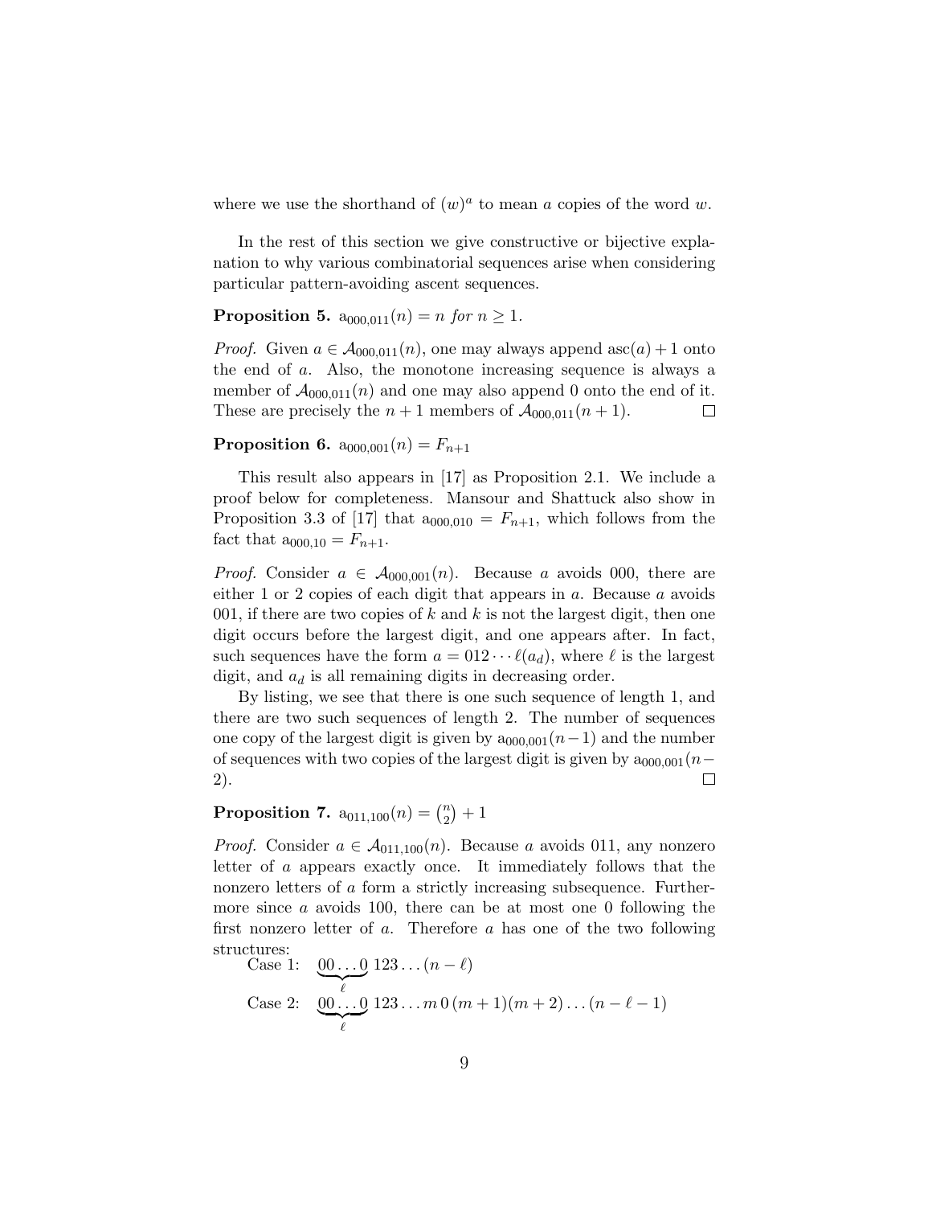where we use the shorthand of $(w)^a$ to mean $a$ copies of the word $w$.

In the rest of this section we give constructive or bijective explanation to why various combinatorial sequences arise when considering particular pattern-avoiding ascent sequences.

**Proposition 5.** $\mathrm{a}_{000,011}(n) = n$ *for* $n \geq 1$.

*Proof.* Given $a \in \mathcal{A}_{000,011}(n)$, one may always append $\mathrm{asc}(a) + 1$ onto the end of $a$. Also, the monotone increasing sequence is always a member of $\mathcal{A}_{000,011}(n)$ and one may also append 0 onto the end of it. These are precisely the $n + 1$ members of $\mathcal{A}_{000,011}(n + 1)$. $\square$

**Proposition 6.** $\mathrm{a}_{000,001}(n) = F_{n+1}$

This result also appears in [17] as Proposition 2.1. We include a proof below for completeness. Mansour and Shattuck also show in Proposition 3.3 of [17] that $\mathrm{a}_{000,010} = F_{n+1}$, which follows from the fact that $\mathrm{a}_{000,10} = F_{n+1}$.

*Proof.* Consider $a \in \mathcal{A}_{000,001}(n)$. Because $a$ avoids 000, there are either 1 or 2 copies of each digit that appears in $a$. Because $a$ avoids 001, if there are two copies of $k$ and $k$ is not the largest digit, then one digit occurs before the largest digit, and one appears after. In fact, such sequences have the form $a = 012 \cdots \ell(a_d)$, where $\ell$ is the largest digit, and $a_d$ is all remaining digits in decreasing order.

By listing, we see that there is one such sequence of length 1, and there are two such sequences of length 2. The number of sequences one copy of the largest digit is given by $\mathrm{a}_{000,001}(n-1)$ and the number of sequences with two copies of the largest digit is given by $\mathrm{a}_{000,001}(n-2)$. $\square$

**Proposition 7.** $\mathrm{a}_{011,100}(n) = \binom{n}{2} + 1$

*Proof.* Consider $a \in \mathcal{A}_{011,100}(n)$. Because $a$ avoids 011, any nonzero letter of $a$ appears exactly once. It immediately follows that the nonzero letters of $a$ form a strictly increasing subsequence. Furthermore since $a$ avoids 100, there can be at most one 0 following the first nonzero letter of $a$. Therefore $a$ has one of the two following structures:

Case 1: $\underbrace{00\ldots0}_{\ell}\,123\ldots(n-\ell)$

Case 2: $\underbrace{00\ldots0}_{\ell}\,123\ldots m\,0\,(m+1)(m+2)\ldots(n-\ell-1)$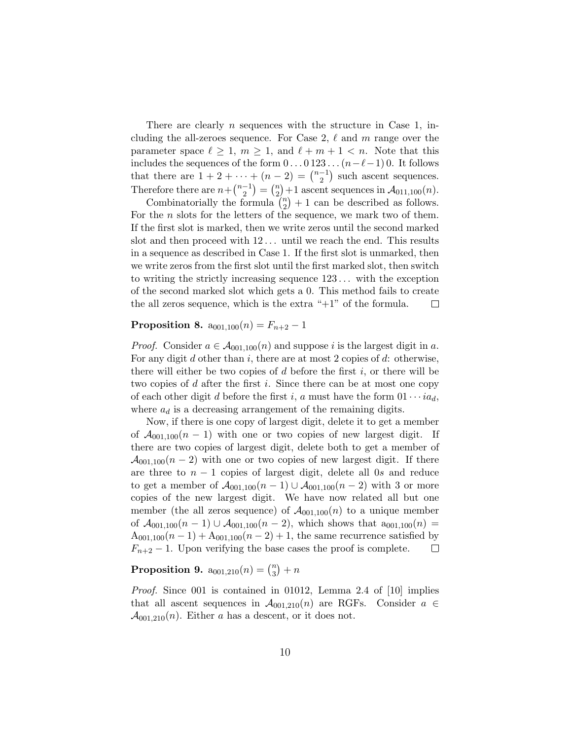There are clearly $n$ sequences with the structure in Case 1, including the all-zeroes sequence. For Case 2, $\ell$ and $m$ range over the parameter space $\ell \geq 1$, $m \geq 1$, and $\ell + m + 1 < n$. Note that this includes the sequences of the form $0 \ldots 0\,123 \ldots (n-\ell-1)\,0$. It follows that there are $1 + 2 + \cdots + (n-2) = \binom{n-1}{2}$ such ascent sequences. Therefore there are $n + \binom{n-1}{2} = \binom{n}{2} + 1$ ascent sequences in $\mathcal{A}_{011,100}(n)$.

Combinatorially the formula $\binom{n}{2} + 1$ can be described as follows. For the $n$ slots for the letters of the sequence, we mark two of them. If the first slot is marked, then we write zeros until the second marked slot and then proceed with $12\ldots$ until we reach the end. This results in a sequence as described in Case 1. If the first slot is unmarked, then we write zeros from the first slot until the first marked slot, then switch to writing the strictly increasing sequence $123\ldots$ with the exception of the second marked slot which gets a 0. This method fails to create the all zeros sequence, which is the extra "+1" of the formula. $\square$

**Proposition 8.** $\mathrm{a}_{001,100}(n) = F_{n+2} - 1$

*Proof.* Consider $a \in \mathcal{A}_{001,100}(n)$ and suppose $i$ is the largest digit in $a$. For any digit $d$ other than $i$, there are at most 2 copies of $d$: otherwise, there will either be two copies of $d$ before the first $i$, or there will be two copies of $d$ after the first $i$. Since there can be at most one copy of each other digit $d$ before the first $i$, $a$ must have the form $01 \cdots i a_d$, where $a_d$ is a decreasing arrangement of the remaining digits.

Now, if there is one copy of largest digit, delete it to get a member of $\mathcal{A}_{001,100}(n-1)$ with one or two copies of new largest digit. If there are two copies of largest digit, delete both to get a member of $\mathcal{A}_{001,100}(n-2)$ with one or two copies of new largest digit. If there are three to $n-1$ copies of largest digit, delete all 0s and reduce to get a member of $\mathcal{A}_{001,100}(n-1) \cup \mathcal{A}_{001,100}(n-2)$ with 3 or more copies of the new largest digit. We have now related all but one member (the all zeros sequence) of $\mathcal{A}_{001,100}(n)$ to a unique member of $\mathcal{A}_{001,100}(n-1) \cup \mathcal{A}_{001,100}(n-2)$, which shows that $\mathrm{a}_{001,100}(n) = \mathrm{A}_{001,100}(n-1) + \mathrm{A}_{001,100}(n-2) + 1$, the same recurrence satisfied by $F_{n+2} - 1$. Upon verifying the base cases the proof is complete. $\square$

**Proposition 9.** $\mathrm{a}_{001,210}(n) = \binom{n}{3} + n$

*Proof.* Since 001 is contained in 01012, Lemma 2.4 of [10] implies that all ascent sequences in $\mathcal{A}_{001,210}(n)$ are RGFs. Consider $a \in \mathcal{A}_{001,210}(n)$. Either $a$ has a descent, or it does not.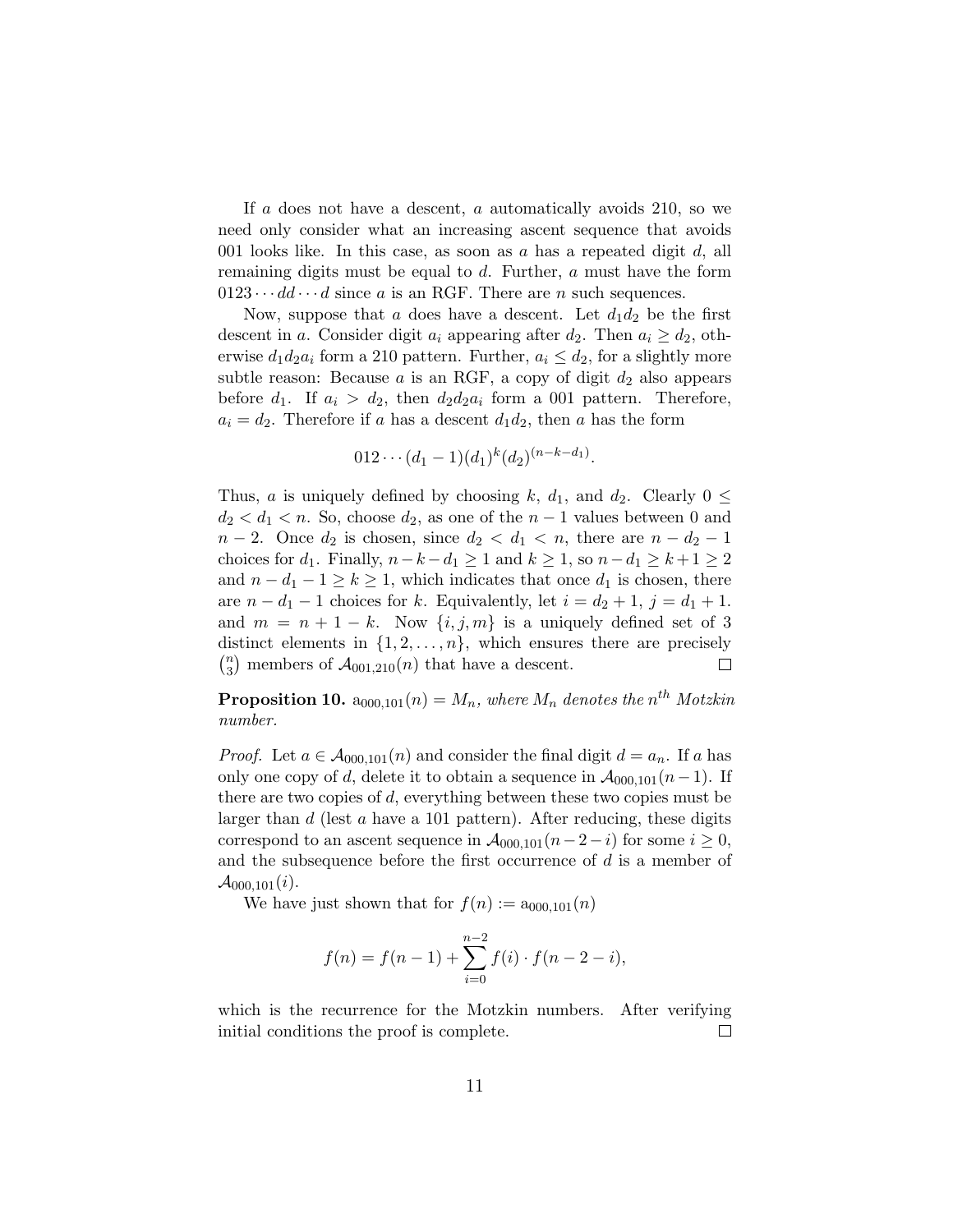If $a$ does not have a descent, $a$ automatically avoids 210, so we need only consider what an increasing ascent sequence that avoids 001 looks like. In this case, as soon as $a$ has a repeated digit $d$, all remaining digits must be equal to $d$. Further, $a$ must have the form $0123 \cdots dd \cdots d$ since $a$ is an RGF. There are $n$ such sequences.

Now, suppose that $a$ does have a descent. Let $d_1 d_2$ be the first descent in $a$. Consider digit $a_i$ appearing after $d_2$. Then $a_i \geq d_2$, otherwise $d_1 d_2 a_i$ form a 210 pattern. Further, $a_i \leq d_2$, for a slightly more subtle reason: Because $a$ is an RGF, a copy of digit $d_2$ also appears before $d_1$. If $a_i > d_2$, then $d_2 d_2 a_i$ form a 001 pattern. Therefore, $a_i = d_2$. Therefore if $a$ has a descent $d_1 d_2$, then $a$ has the form

$$012 \cdots (d_1 - 1)(d_1)^k (d_2)^{(n-k-d_1)}.$$

Thus, $a$ is uniquely defined by choosing $k$, $d_1$, and $d_2$. Clearly $0 \leq d_2 < d_1 < n$. So, choose $d_2$, as one of the $n-1$ values between 0 and $n-2$. Once $d_2$ is chosen, since $d_2 < d_1 < n$, there are $n - d_2 - 1$ choices for $d_1$. Finally, $n - k - d_1 \geq 1$ and $k \geq 1$, so $n - d_1 \geq k + 1 \geq 2$ and $n - d_1 - 1 \geq k \geq 1$, which indicates that once $d_1$ is chosen, there are $n - d_1 - 1$ choices for $k$. Equivalently, let $i = d_2 + 1$, $j = d_1 + 1$. and $m = n + 1 - k$. Now $\{i, j, m\}$ is a uniquely defined set of 3 distinct elements in $\{1, 2, \ldots, n\}$, which ensures there are precisely $\binom{n}{3}$ members of $\mathcal{A}_{001,210}(n)$ that have a descent. $\square$

**Proposition 10.** *$\mathrm{a}_{000,101}(n) = M_n$, where $M_n$ denotes the $n^{th}$ Motzkin number.*

*Proof.* Let $a \in \mathcal{A}_{000,101}(n)$ and consider the final digit $d = a_n$. If $a$ has only one copy of $d$, delete it to obtain a sequence in $\mathcal{A}_{000,101}(n-1)$. If there are two copies of $d$, everything between these two copies must be larger than $d$ (lest $a$ have a 101 pattern). After reducing, these digits correspond to an ascent sequence in $\mathcal{A}_{000,101}(n-2-i)$ for some $i \geq 0$, and the subsequence before the first occurrence of $d$ is a member of $\mathcal{A}_{000,101}(i)$.

We have just shown that for $f(n) := \mathrm{a}_{000,101}(n)$

$$f(n) = f(n-1) + \sum_{i=0}^{n-2} f(i) \cdot f(n-2-i),$$

which is the recurrence for the Motzkin numbers. After verifying initial conditions the proof is complete. $\square$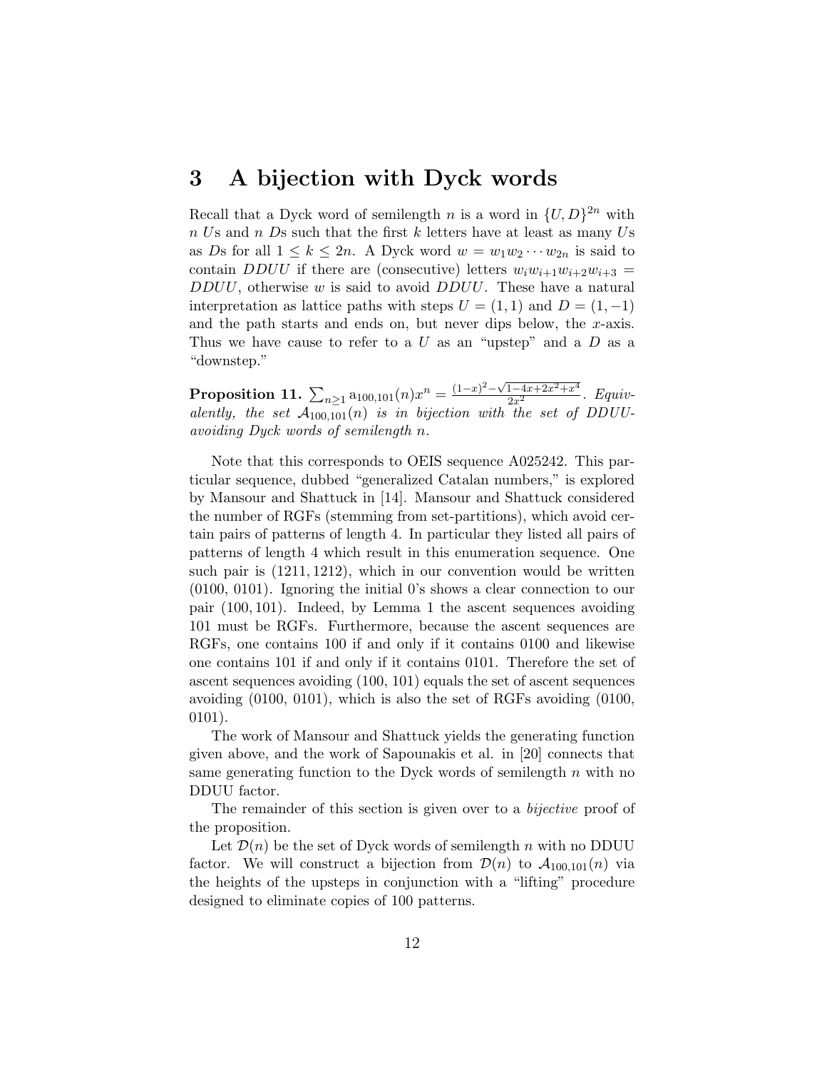# 3 A bijection with Dyck words

Recall that a Dyck word of semilength $n$ is a word in $\{U, D\}^{2n}$ with $n$ $U$s and $n$ $D$s such that the first $k$ letters have at least as many $U$s as $D$s for all $1 \leq k \leq 2n$. A Dyck word $w = w_1 w_2 \cdots w_{2n}$ is said to contain $DDUU$ if there are (consecutive) letters $w_i w_{i+1} w_{i+2} w_{i+3} = DDUU$, otherwise $w$ is said to avoid $DDUU$. These have a natural interpretation as lattice paths with steps $U = (1, 1)$ and $D = (1, -1)$ and the path starts and ends on, but never dips below, the $x$-axis. Thus we have cause to refer to a $U$ as an "upstep" and a $D$ as a "downstep."

**Proposition 11.** $\sum_{n \geq 1} \mathrm{a}_{100,101}(n) x^n = \frac{(1-x)^2 - \sqrt{1-4x+2x^2+x^4}}{2x^2}$. *Equivalently, the set* $\mathcal{A}_{100,101}(n)$ *is in bijection with the set of DDUU-avoiding Dyck words of semilength* $n$.

Note that this corresponds to OEIS sequence A025242. This particular sequence, dubbed "generalized Catalan numbers," is explored by Mansour and Shattuck in [14]. Mansour and Shattuck considered the number of RGFs (stemming from set-partitions), which avoid certain pairs of patterns of length 4. In particular they listed all pairs of patterns of length 4 which result in this enumeration sequence. One such pair is (1211, 1212), which in our convention would be written (0100, 0101). Ignoring the initial 0's shows a clear connection to our pair $(100, 101)$. Indeed, by Lemma 1 the ascent sequences avoiding 101 must be RGFs. Furthermore, because the ascent sequences are RGFs, one contains 100 if and only if it contains 0100 and likewise one contains 101 if and only if it contains 0101. Therefore the set of ascent sequences avoiding (100, 101) equals the set of ascent sequences avoiding (0100, 0101), which is also the set of RGFs avoiding (0100, 0101).

The work of Mansour and Shattuck yields the generating function given above, and the work of Sapounakis et al. in [20] connects that same generating function to the Dyck words of semilength $n$ with no DDUU factor.

The remainder of this section is given over to a *bijective* proof of the proposition.

Let $\mathcal{D}(n)$ be the set of Dyck words of semilength $n$ with no DDUU factor. We will construct a bijection from $\mathcal{D}(n)$ to $\mathcal{A}_{100,101}(n)$ via the heights of the upsteps in conjunction with a "lifting" procedure designed to eliminate copies of 100 patterns.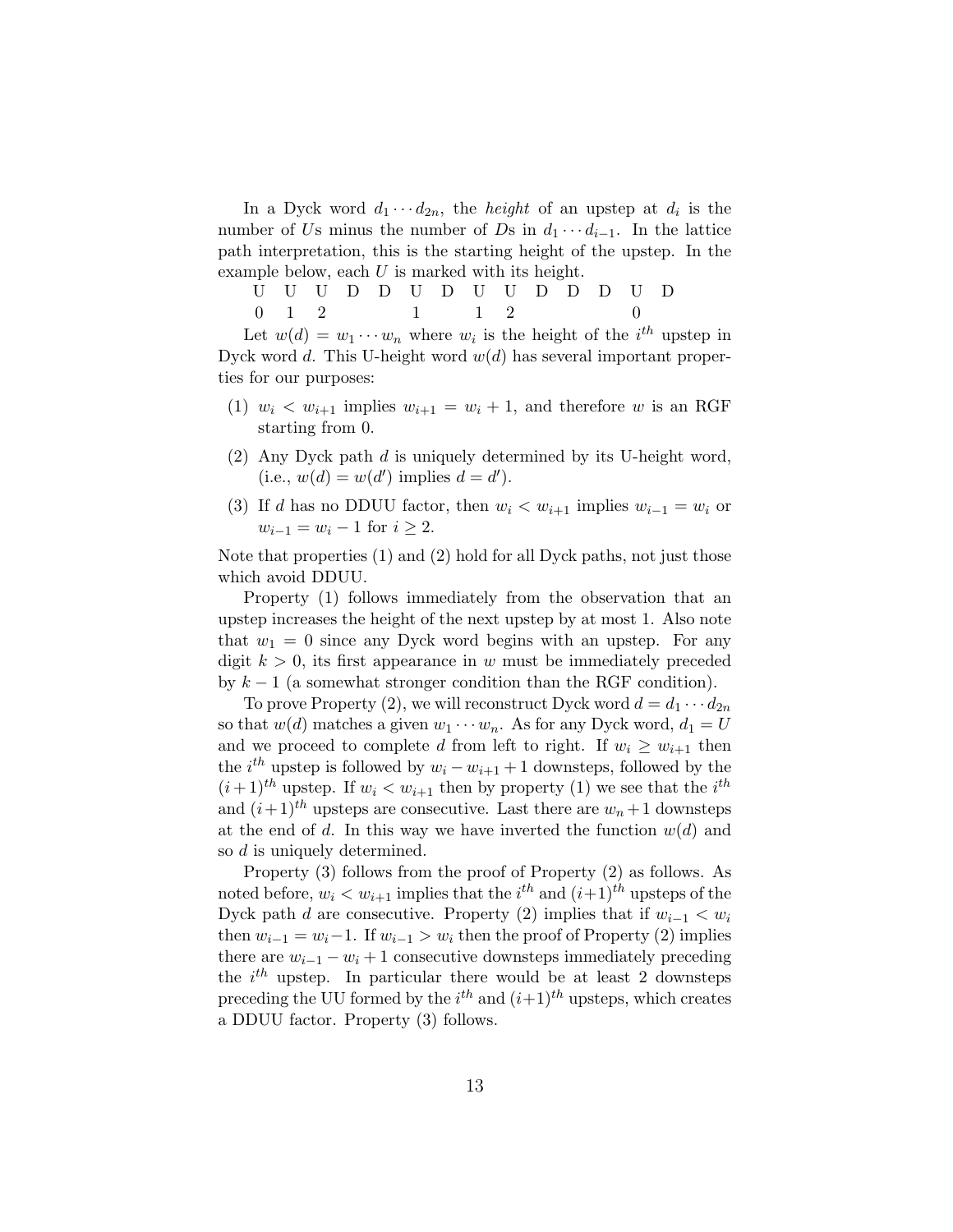In a Dyck word $d_1 \cdots d_{2n}$, the *height* of an upstep at $d_i$ is the number of $U$s minus the number of $D$s in $d_1 \cdots d_{i-1}$. In the lattice path interpretation, this is the starting height of the upstep. In the example below, each $U$ is marked with its height.

| U | U | U | D | D | U | D | U | U | D | D | D | U | D |
|---|---|---|---|---|---|---|---|---|---|---|---|---|---|
| 0 | 1 | 2 | | | 1 | | 1 | 2 | | | | 0 | |

Let $w(d) = w_1 \cdots w_n$ where $w_i$ is the height of the $i^{th}$ upstep in Dyck word $d$. This U-height word $w(d)$ has several important properties for our purposes:

(1) $w_i < w_{i+1}$ implies $w_{i+1} = w_i + 1$, and therefore $w$ is an RGF starting from 0.

(2) Any Dyck path $d$ is uniquely determined by its U-height word, (i.e., $w(d) = w(d')$ implies $d = d'$).

(3) If $d$ has no DDUU factor, then $w_i < w_{i+1}$ implies $w_{i-1} = w_i$ or $w_{i-1} = w_i - 1$ for $i \geq 2$.

Note that properties (1) and (2) hold for all Dyck paths, not just those which avoid DDUU.

Property (1) follows immediately from the observation that an upstep increases the height of the next upstep by at most 1. Also note that $w_1 = 0$ since any Dyck word begins with an upstep. For any digit $k > 0$, its first appearance in $w$ must be immediately preceded by $k - 1$ (a somewhat stronger condition than the RGF condition).

To prove Property (2), we will reconstruct Dyck word $d = d_1 \cdots d_{2n}$ so that $w(d)$ matches a given $w_1 \cdots w_n$. As for any Dyck word, $d_1 = U$ and we proceed to complete $d$ from left to right. If $w_i \geq w_{i+1}$ then the $i^{th}$ upstep is followed by $w_i - w_{i+1} + 1$ downsteps, followed by the $(i+1)^{th}$ upstep. If $w_i < w_{i+1}$ then by property (1) we see that the $i^{th}$ and $(i+1)^{th}$ upsteps are consecutive. Last there are $w_n + 1$ downsteps at the end of $d$. In this way we have inverted the function $w(d)$ and so $d$ is uniquely determined.

Property (3) follows from the proof of Property (2) as follows. As noted before, $w_i < w_{i+1}$ implies that the $i^{th}$ and $(i+1)^{th}$ upsteps of the Dyck path $d$ are consecutive. Property (2) implies that if $w_{i-1} < w_i$ then $w_{i-1} = w_i - 1$. If $w_{i-1} > w_i$ then the proof of Property (2) implies there are $w_{i-1} - w_i + 1$ consecutive downsteps immediately preceding the $i^{th}$ upstep. In particular there would be at least 2 downsteps preceding the UU formed by the $i^{th}$ and $(i+1)^{th}$ upsteps, which creates a DDUU factor. Property (3) follows.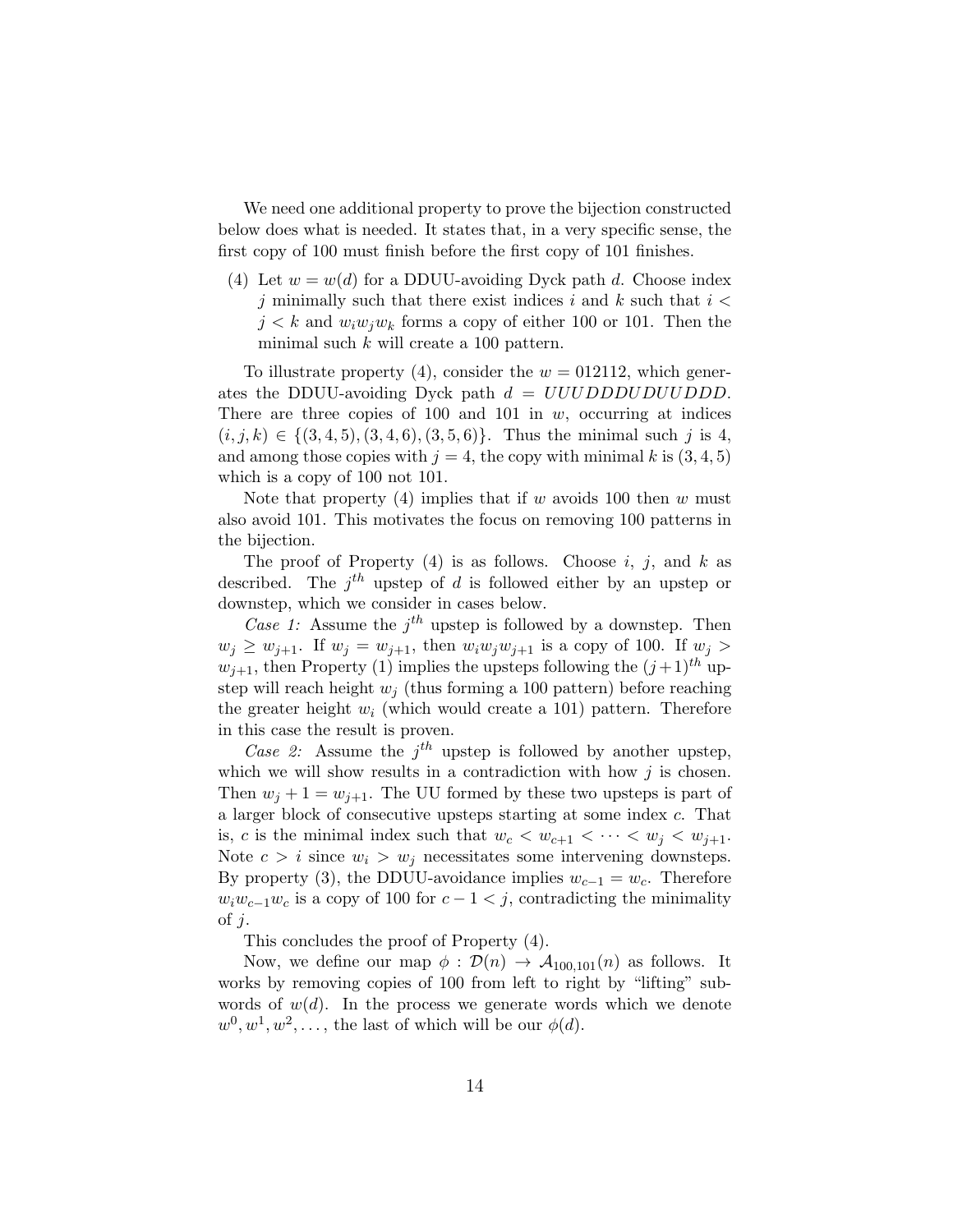We need one additional property to prove the bijection constructed below does what is needed. It states that, in a very specific sense, the first copy of 100 must finish before the first copy of 101 finishes.

(4) Let $w = w(d)$ for a DDUU-avoiding Dyck path $d$. Choose index $j$ minimally such that there exist indices $i$ and $k$ such that $i < j < k$ and $w_i w_j w_k$ forms a copy of either 100 or 101. Then the minimal such $k$ will create a 100 pattern.

To illustrate property (4), consider the $w = 012112$, which generates the DDUU-avoiding Dyck path $d = UUUDDDUDUUDDD$. There are three copies of 100 and 101 in $w$, occurring at indices $(i, j, k) \in \{(3, 4, 5), (3, 4, 6), (3, 5, 6)\}$. Thus the minimal such $j$ is 4, and among those copies with $j = 4$, the copy with minimal $k$ is $(3, 4, 5)$ which is a copy of 100 not 101.

Note that property (4) implies that if $w$ avoids 100 then $w$ must also avoid 101. This motivates the focus on removing 100 patterns in the bijection.

The proof of Property (4) is as follows. Choose $i$, $j$, and $k$ as described. The $j^{th}$ upstep of $d$ is followed either by an upstep or downstep, which we consider in cases below.

*Case 1:* Assume the $j^{th}$ upstep is followed by a downstep. Then $w_j \geq w_{j+1}$. If $w_j = w_{j+1}$, then $w_i w_j w_{j+1}$ is a copy of 100. If $w_j > w_{j+1}$, then Property (1) implies the upsteps following the $(j+1)^{th}$ upstep will reach height $w_j$ (thus forming a 100 pattern) before reaching the greater height $w_i$ (which would create a 101) pattern. Therefore in this case the result is proven.

*Case 2:* Assume the $j^{th}$ upstep is followed by another upstep, which we will show results in a contradiction with how $j$ is chosen. Then $w_j + 1 = w_{j+1}$. The UU formed by these two upsteps is part of a larger block of consecutive upsteps starting at some index $c$. That is, $c$ is the minimal index such that $w_c < w_{c+1} < \cdots < w_j < w_{j+1}$. Note $c > i$ since $w_i > w_j$ necessitates some intervening downsteps. By property (3), the DDUU-avoidance implies $w_{c-1} = w_c$. Therefore $w_i w_{c-1} w_c$ is a copy of 100 for $c - 1 < j$, contradicting the minimality of $j$.

This concludes the proof of Property (4).

Now, we define our map $\phi : \mathcal{D}(n) \to \mathcal{A}_{100,101}(n)$ as follows. It works by removing copies of 100 from left to right by "lifting" subwords of $w(d)$. In the process we generate words which we denote $w^0, w^1, w^2, \ldots$, the last of which will be our $\phi(d)$.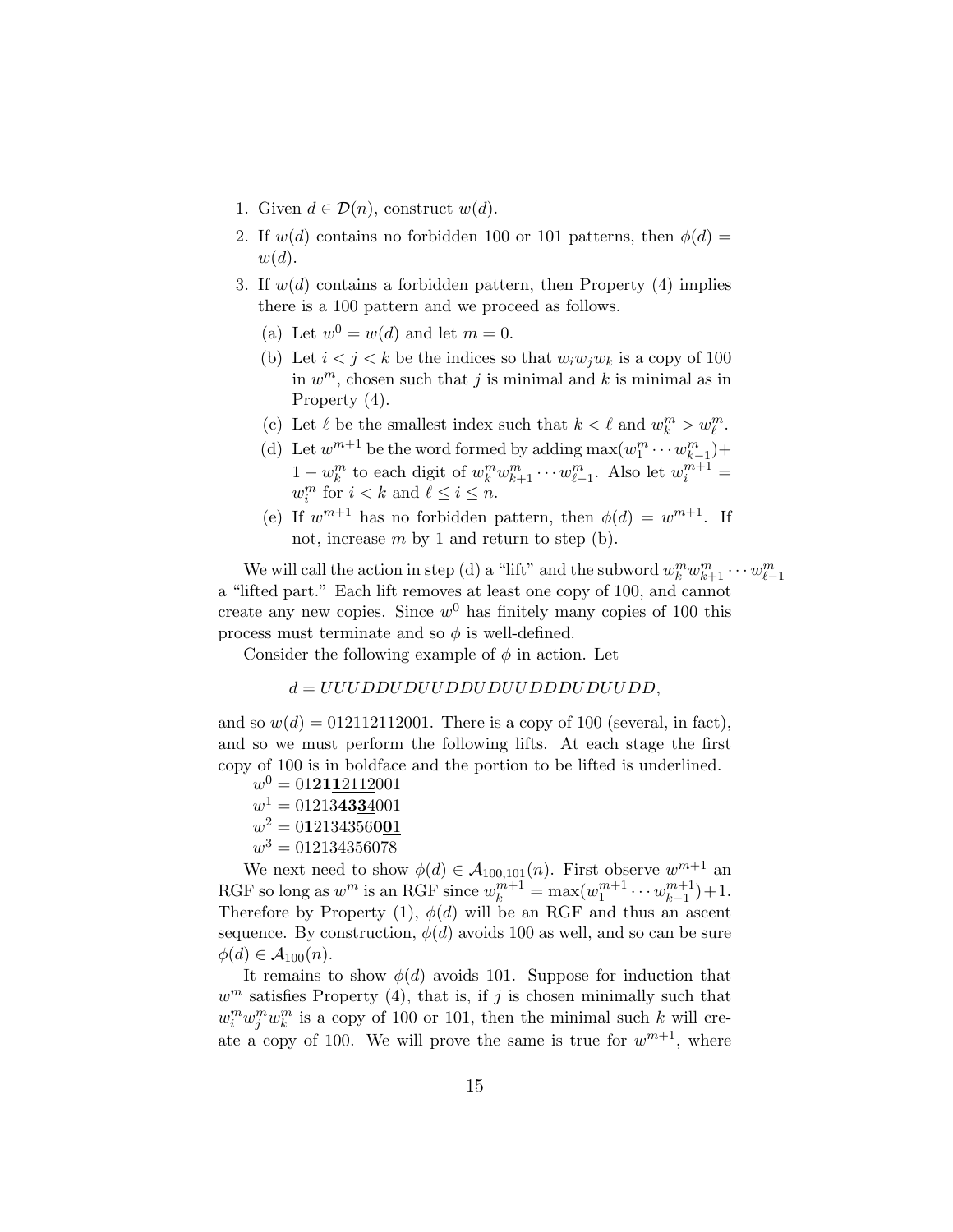1. Given $d \in \mathcal{D}(n)$, construct $w(d)$.
2. If $w(d)$ contains no forbidden 100 or 101 patterns, then $\phi(d) = w(d)$.
3. If $w(d)$ contains a forbidden pattern, then Property (4) implies there is a 100 pattern and we proceed as follows.
   (a) Let $w^0 = w(d)$ and let $m = 0$.
   (b) Let $i < j < k$ be the indices so that $w_i w_j w_k$ is a copy of 100 in $w^m$, chosen such that $j$ is minimal and $k$ is minimal as in Property (4).
   (c) Let $\ell$ be the smallest index such that $k < \ell$ and $w^m_k > w^m_\ell$.
   (d) Let $w^{m+1}$ be the word formed by adding $\max(w^m_1 \cdots w^m_{k-1}) + 1 - w^m_k$ to each digit of $w^m_k w^m_{k+1} \cdots w^m_{\ell-1}$. Also let $w^{m+1}_i = w^m_i$ for $i < k$ and $\ell \leq i \leq n$.
   (e) If $w^{m+1}$ has no forbidden pattern, then $\phi(d) = w^{m+1}$. If not, increase $m$ by 1 and return to step (b).

We will call the action in step (d) a "lift" and the subword $w^m_k w^m_{k+1} \cdots w^m_{\ell-1}$ a "lifted part." Each lift removes at least one copy of 100, and cannot create any new copies. Since $w^0$ has finitely many copies of 100 this process must terminate and so $\phi$ is well-defined.

Consider the following example of $\phi$ in action. Let

$$d = UUUDDUDUUDDUDUUDDDUDUUDD,$$

and so $w(d) = 012112112001$. There is a copy of 100 (several, in fact), and so we must perform the following lifts. At each stage the first copy of 100 is in boldface and the portion to be lifted is underlined.

$w^0 = 01\mathbf{21}\underline{\mathbf{1}2112}001$
$w^1 = 012134\mathbf{33}\underline{\mathbf{3}4}001$
$w^2 = 0\mathbf{1}2134356\mathbf{0}\underline{\mathbf{0}1}$
$w^3 = 012134356078$

We next need to show $\phi(d) \in \mathcal{A}_{100,101}(n)$. First observe $w^{m+1}$ an RGF so long as $w^m$ is an RGF since $w^{m+1}_k = \max(w^{m+1}_1 \cdots w^{m+1}_{k-1}) + 1$. Therefore by Property (1), $\phi(d)$ will be an RGF and thus an ascent sequence. By construction, $\phi(d)$ avoids 100 as well, and so can be sure $\phi(d) \in \mathcal{A}_{100}(n)$.

It remains to show $\phi(d)$ avoids 101. Suppose for induction that $w^m$ satisfies Property (4), that is, if $j$ is chosen minimally such that $w^m_i w^m_j w^m_k$ is a copy of 100 or 101, then the minimal such $k$ will create a copy of 100. We will prove the same is true for $w^{m+1}$, where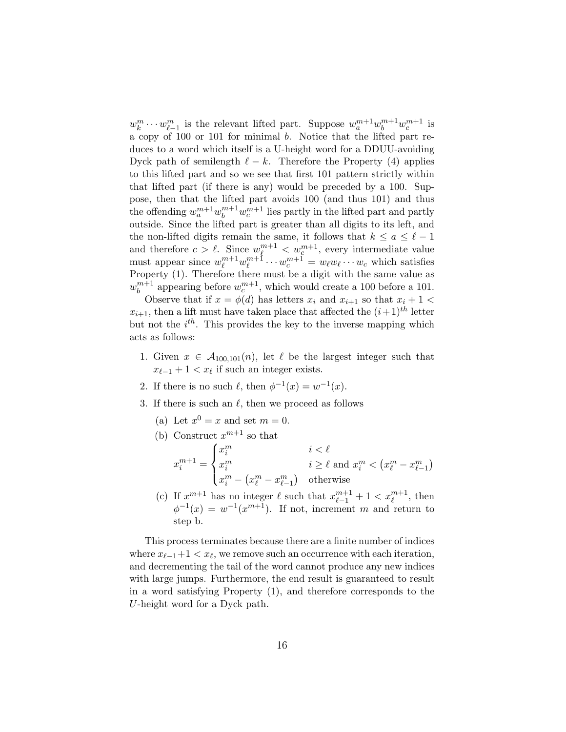$w_k^m \cdots w_{\ell-1}^m$ is the relevant lifted part. Suppose $w_a^{m+1} w_b^{m+1} w_c^{m+1}$ is a copy of 100 or 101 for minimal $b$. Notice that the lifted part reduces to a word which itself is a U-height word for a DDUU-avoiding Dyck path of semilength $\ell - k$. Therefore the Property (4) applies to this lifted part and so we see that first 101 pattern strictly within that lifted part (if there is any) would be preceded by a 100. Suppose, then that the lifted part avoids 100 (and thus 101) and thus the offending $w_a^{m+1} w_b^{m+1} w_c^{m+1}$ lies partly in the lifted part and partly outside. Since the lifted part is greater than all digits to its left, and the non-lifted digits remain the same, it follows that $k \leq a \leq \ell - 1$ and therefore $c > \ell$. Since $w_\ell^{m+1} < w_c^{m+1}$, every intermediate value must appear since $w_\ell^{m+1} w_\ell^{m+1} \cdots w_c^{m+1} = w_\ell w_\ell \cdots w_c$ which satisfies Property (1). Therefore there must be a digit with the same value as $w_b^{m+1}$ appearing before $w_c^{m+1}$, which would create a 100 before a 101.

Observe that if $x = \phi(d)$ has letters $x_i$ and $x_{i+1}$ so that $x_i + 1 < x_{i+1}$, then a lift must have taken place that affected the $(i+1)^{th}$ letter but not the $i^{th}$. This provides the key to the inverse mapping which acts as follows:

1. Given $x \in \mathcal{A}_{100,101}(n)$, let $\ell$ be the largest integer such that $x_{\ell-1} + 1 < x_\ell$ if such an integer exists.
2. If there is no such $\ell$, then $\phi^{-1}(x) = w^{-1}(x)$.
3. If there is such an $\ell$, then we proceed as follows
   (a) Let $x^0 = x$ and set $m = 0$.
   (b) Construct $x^{m+1}$ so that
   $$x_i^{m+1} = \begin{cases} x_i^m & i < \ell \\ x_i^m & i \geq \ell \text{ and } x_i^m < \left(x_\ell^m - x_{\ell-1}^m\right) \\ x_i^m - \left(x_\ell^m - x_{\ell-1}^m\right) & \text{otherwise} \end{cases}$$
   (c) If $x^{m+1}$ has no integer $\ell$ such that $x_{\ell-1}^{m+1} + 1 < x_\ell^{m+1}$, then $\phi^{-1}(x) = w^{-1}(x^{m+1})$. If not, increment $m$ and return to step b.

This process terminates because there are a finite number of indices where $x_{\ell-1} + 1 < x_\ell$, we remove such an occurrence with each iteration, and decrementing the tail of the word cannot produce any new indices with large jumps. Furthermore, the end result is guaranteed to result in a word satisfying Property (1), and therefore corresponds to the $U$-height word for a Dyck path.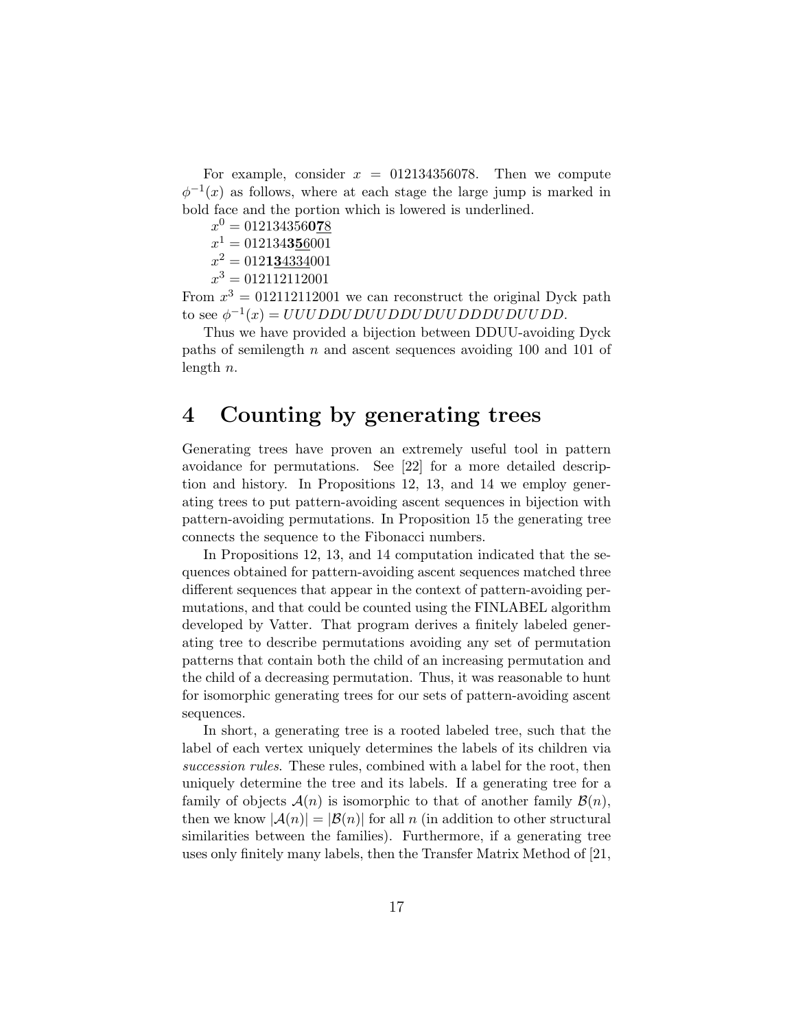For example, consider $x = 012134356078$. Then we compute $\phi^{-1}(x)$ as follows, where at each stage the large jump is marked in bold face and the portion which is lowered is underlined.

$x^0 = 012134356\mathbf{0}\underline{\mathbf{7}8}$

$x^1 = 0121343\underline{\mathbf{5}}\underline{6}001$ 

$x^2 = 012\mathbf{1}\underline{\mathbf{3}4334}001$

$x^3 = 012112112001$

From $x^3 = 012112112001$ we can reconstruct the original Dyck path to see $\phi^{-1}(x) = UUUDDUDUUDDUDUUDDDUDUUDD$.

Thus we have provided a bijection between DDUU-avoiding Dyck paths of semilength $n$ and ascent sequences avoiding 100 and 101 of length $n$.

# 4 Counting by generating trees

Generating trees have proven an extremely useful tool in pattern avoidance for permutations. See [22] for a more detailed description and history. In Propositions 12, 13, and 14 we employ generating trees to put pattern-avoiding ascent sequences in bijection with pattern-avoiding permutations. In Proposition 15 the generating tree connects the sequence to the Fibonacci numbers.

In Propositions 12, 13, and 14 computation indicated that the sequences obtained for pattern-avoiding ascent sequences matched three different sequences that appear in the context of pattern-avoiding permutations, and that could be counted using the FINLABEL algorithm developed by Vatter. That program derives a finitely labeled generating tree to describe permutations avoiding any set of permutation patterns that contain both the child of an increasing permutation and the child of a decreasing permutation. Thus, it was reasonable to hunt for isomorphic generating trees for our sets of pattern-avoiding ascent sequences.

In short, a generating tree is a rooted labeled tree, such that the label of each vertex uniquely determines the labels of its children via *succession rules*. These rules, combined with a label for the root, then uniquely determine the tree and its labels. If a generating tree for a family of objects $\mathcal{A}(n)$ is isomorphic to that of another family $\mathcal{B}(n)$, then we know $|\mathcal{A}(n)| = |\mathcal{B}(n)|$ for all $n$ (in addition to other structural similarities between the families). Furthermore, if a generating tree uses only finitely many labels, then the Transfer Matrix Method of [21,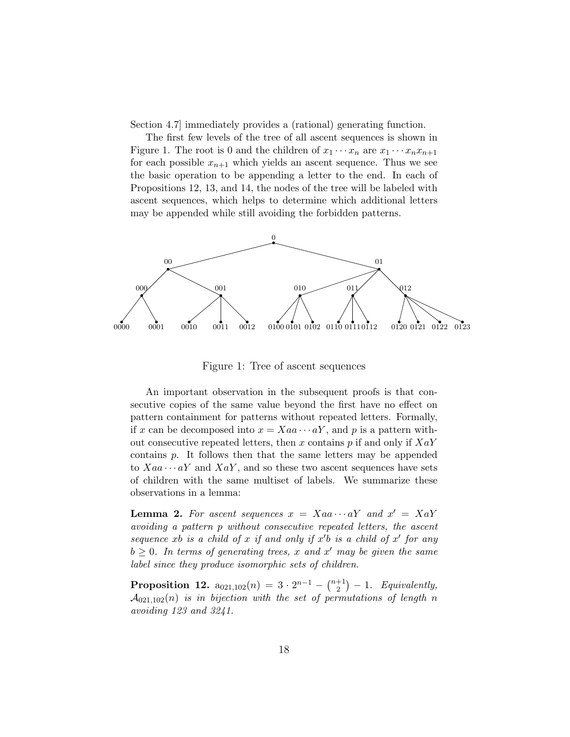Section 4.7] immediately provides a (rational) generating function.

The first few levels of the tree of all ascent sequences is shown in Figure 1. The root is 0 and the children of $x_1 \cdots x_n$ are $x_1 \cdots x_n x_{n+1}$ for each possible $x_{n+1}$ which yields an ascent sequence. Thus we see the basic operation to be appending a letter to the end. In each of Propositions 12, 13, and 14, the nodes of the tree will be labeled with ascent sequences, which helps to determine which additional letters may be appended while still avoiding the forbidden patterns.

Figure 1: Tree of ascent sequences

An important observation in the subsequent proofs is that consecutive copies of the same value beyond the first have no effect on pattern containment for patterns without repeated letters. Formally, if $x$ can be decomposed into $x = Xaa \cdots aY$, and $p$ is a pattern without consecutive repeated letters, then $x$ contains $p$ if and only if $XaY$ contains $p$. It follows then that the same letters may be appended to $Xaa \cdots aY$ and $XaY$, and so these two ascent sequences have sets of children with the same multiset of labels. We summarize these observations in a lemma:

**Lemma 2.** *For ascent sequences $x = Xaa \cdots aY$ and $x' = XaY$ avoiding a pattern $p$ without consecutive repeated letters, the ascent sequence $xb$ is a child of $x$ if and only if $x'b$ is a child of $x'$ for any $b \geq 0$. In terms of generating trees, $x$ and $x'$ may be given the same label since they produce isomorphic sets of children.*

**Proposition 12.** $\mathrm{a}_{021,102}(n) = 3 \cdot 2^{n-1} - \binom{n+1}{2} - 1$. *Equivalently, $\mathcal{A}_{021,102}(n)$ is in bijection with the set of permutations of length $n$ avoiding 123 and 3241.*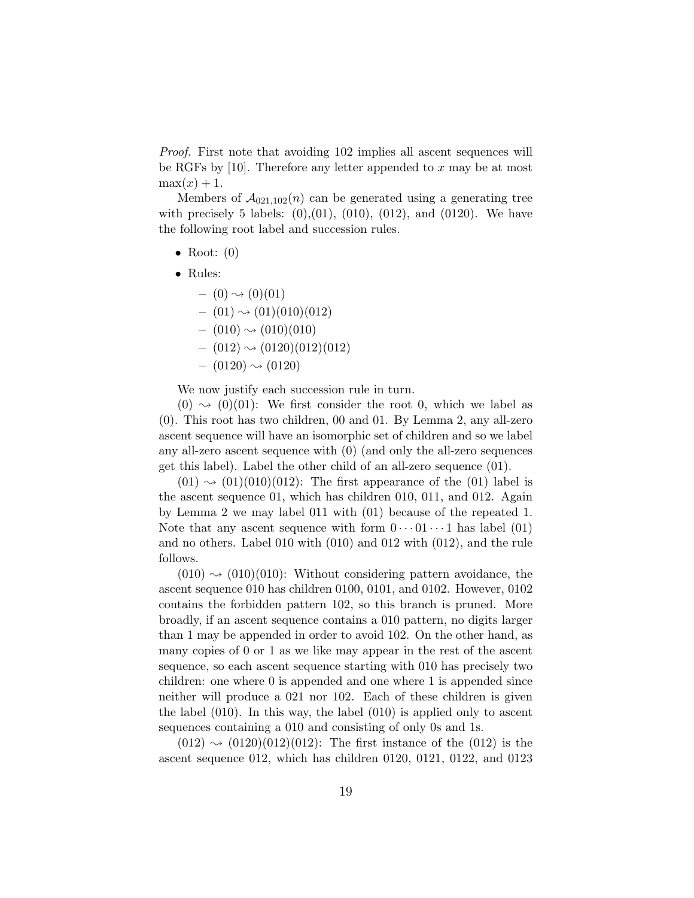*Proof.* First note that avoiding 102 implies all ascent sequences will be RGFs by [10]. Therefore any letter appended to $x$ may be at most $\max(x) + 1$.

Members of $\mathcal{A}_{021,102}(n)$ can be generated using a generating tree with precisely 5 labels: (0),(01), (010), (012), and (0120). We have the following root label and succession rules.

- Root: (0)
- Rules:
  - $(0) \rightsquigarrow (0)(01)$
  - $(01) \rightsquigarrow (01)(010)(012)$
  - $(010) \rightsquigarrow (010)(010)$
  - $(012) \rightsquigarrow (0120)(012)(012)$
  - $(0120) \rightsquigarrow (0120)$

We now justify each succession rule in turn.

$(0) \rightsquigarrow (0)(01)$: We first consider the root 0, which we label as (0). This root has two children, 00 and 01. By Lemma 2, any all-zero ascent sequence will have an isomorphic set of children and so we label any all-zero ascent sequence with (0) (and only the all-zero sequences get this label). Label the other child of an all-zero sequence (01).

$(01) \rightsquigarrow (01)(010)(012)$: The first appearance of the (01) label is the ascent sequence 01, which has children 010, 011, and 012. Again by Lemma 2 we may label 011 with (01) because of the repeated 1. Note that any ascent sequence with form $0 \cdots 01 \cdots 1$ has label (01) and no others. Label 010 with (010) and 012 with (012), and the rule follows.

$(010) \rightsquigarrow (010)(010)$: Without considering pattern avoidance, the ascent sequence 010 has children 0100, 0101, and 0102. However, 0102 contains the forbidden pattern 102, so this branch is pruned. More broadly, if an ascent sequence contains a 010 pattern, no digits larger than 1 may be appended in order to avoid 102. On the other hand, as many copies of 0 or 1 as we like may appear in the rest of the ascent sequence, so each ascent sequence starting with 010 has precisely two children: one where 0 is appended and one where 1 is appended since neither will produce a 021 nor 102. Each of these children is given the label (010). In this way, the label (010) is applied only to ascent sequences containing a 010 and consisting of only 0s and 1s.

$(012) \rightsquigarrow (0120)(012)(012)$: The first instance of the (012) is the ascent sequence 012, which has children 0120, 0121, 0122, and 0123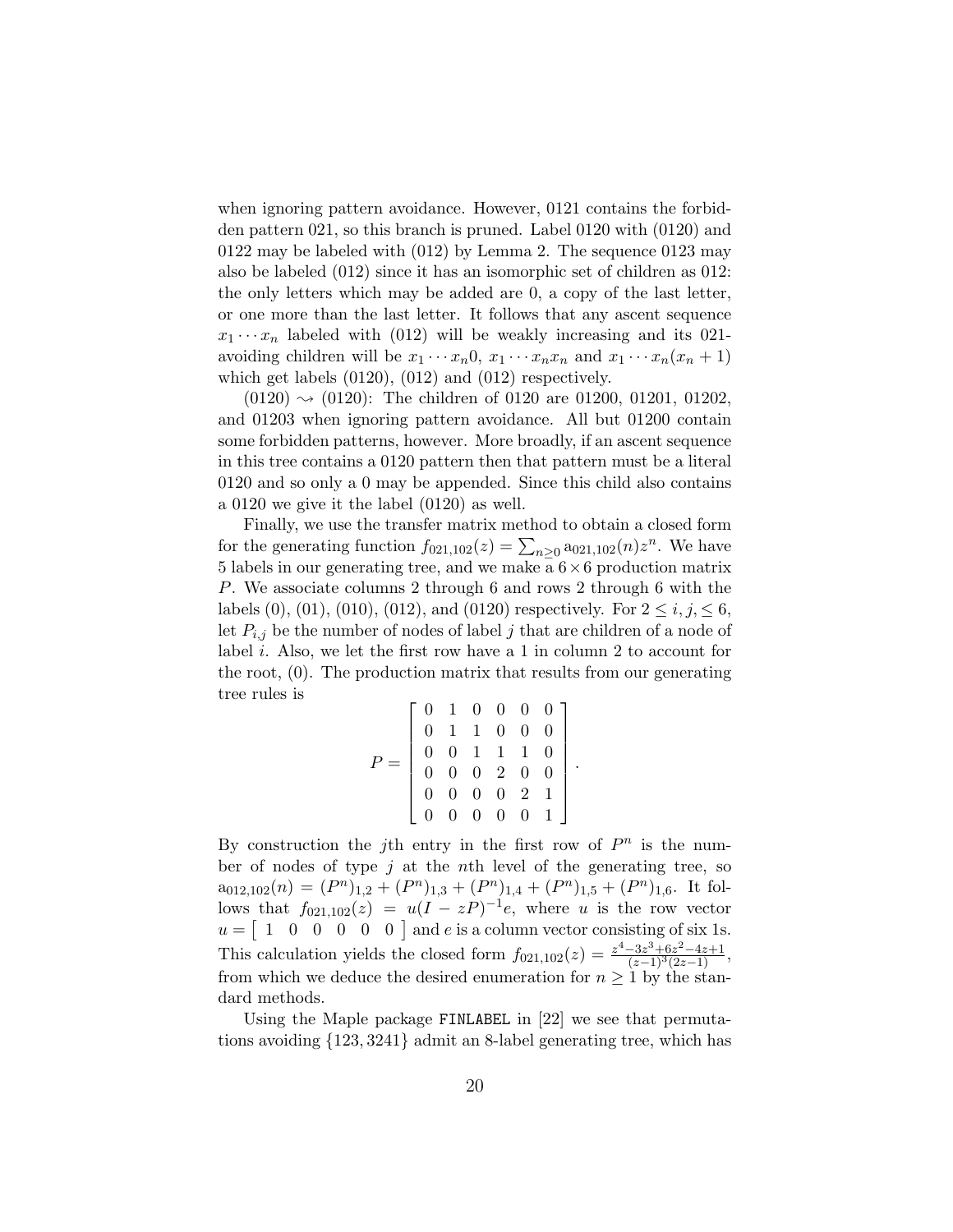when ignoring pattern avoidance. However, 0121 contains the forbidden pattern 021, so this branch is pruned. Label 0120 with (0120) and 0122 may be labeled with (012) by Lemma 2. The sequence 0123 may also be labeled (012) since it has an isomorphic set of children as 012: the only letters which may be added are 0, a copy of the last letter, or one more than the last letter. It follows that any ascent sequence $x_1 \cdots x_n$ labeled with (012) will be weakly increasing and its 021-avoiding children will be $x_1 \cdots x_n 0$, $x_1 \cdots x_n x_n$ and $x_1 \cdots x_n(x_n + 1)$ which get labels (0120), (012) and (012) respectively.

(0120) $\rightsquigarrow$ (0120): The children of 0120 are 01200, 01201, 01202, and 01203 when ignoring pattern avoidance. All but 01200 contain some forbidden patterns, however. More broadly, if an ascent sequence in this tree contains a 0120 pattern then that pattern must be a literal 0120 and so only a 0 may be appended. Since this child also contains a 0120 we give it the label (0120) as well.

Finally, we use the transfer matrix method to obtain a closed form for the generating function $f_{021,102}(z) = \sum_{n \geq 0} \mathrm{a}_{021,102}(n) z^n$. We have 5 labels in our generating tree, and we make a $6 \times 6$ production matrix $P$. We associate columns 2 through 6 and rows 2 through 6 with the labels (0), (01), (010), (012), and (0120) respectively. For $2 \leq i, j, \leq 6$, let $P_{i,j}$ be the number of nodes of label $j$ that are children of a node of label $i$. Also, we let the first row have a 1 in column 2 to account for the root, (0). The production matrix that results from our generating tree rules is

$$P = \begin{bmatrix} 0 & 1 & 0 & 0 & 0 & 0 \\ 0 & 1 & 1 & 0 & 0 & 0 \\ 0 & 0 & 1 & 1 & 1 & 0 \\ 0 & 0 & 0 & 2 & 0 & 0 \\ 0 & 0 & 0 & 0 & 2 & 1 \\ 0 & 0 & 0 & 0 & 0 & 1 \end{bmatrix}.$$

By construction the $j$th entry in the first row of $P^n$ is the number of nodes of type $j$ at the $n$th level of the generating tree, so $\mathrm{a}_{012,102}(n) = (P^n)_{1,2} + (P^n)_{1,3} + (P^n)_{1,4} + (P^n)_{1,5} + (P^n)_{1,6}$. It follows that $f_{021,102}(z) = u(I - zP)^{-1}e$, where $u$ is the row vector $u = \begin{bmatrix} 1 & 0 & 0 & 0 & 0 & 0 \end{bmatrix}$ and $e$ is a column vector consisting of six 1s. This calculation yields the closed form $f_{021,102}(z) = \frac{z^4 - 3z^3 + 6z^2 - 4z + 1}{(z-1)^3(2z-1)}$, from which we deduce the desired enumeration for $n \geq 1$ by the standard methods.

Using the Maple package `FINLABEL` in [22] we see that permutations avoiding $\{123, 3241\}$ admit an 8-label generating tree, which has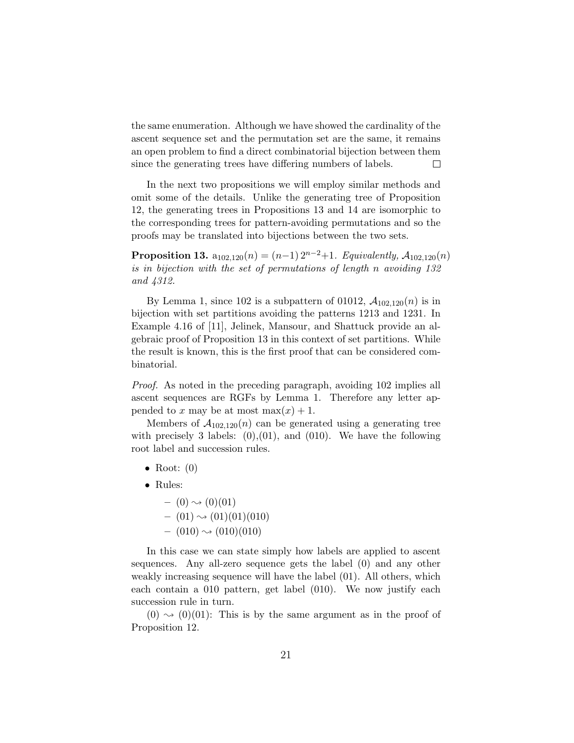the same enumeration. Although we have showed the cardinality of the ascent sequence set and the permutation set are the same, it remains an open problem to find a direct combinatorial bijection between them since the generating trees have differing numbers of labels. □

In the next two propositions we will employ similar methods and omit some of the details. Unlike the generating tree of Proposition 12, the generating trees in Propositions 13 and 14 are isomorphic to the corresponding trees for pattern-avoiding permutations and so the proofs may be translated into bijections between the two sets.

**Proposition 13.** $\mathrm{a}_{102,120}(n) = (n-1)\,2^{n-2}+1$. *Equivalently, $\mathcal{A}_{102,120}(n)$ is in bijection with the set of permutations of length n avoiding 132 and 4312.*

By Lemma 1, since 102 is a subpattern of 01012, $\mathcal{A}_{102,120}(n)$ is in bijection with set partitions avoiding the patterns 1213 and 1231. In Example 4.16 of [11], Jelinek, Mansour, and Shattuck provide an algebraic proof of Proposition 13 in this context of set partitions. While the result is known, this is the first proof that can be considered combinatorial.

*Proof.* As noted in the preceding paragraph, avoiding 102 implies all ascent sequences are RGFs by Lemma 1. Therefore any letter appended to $x$ may be at most $\max(x)+1$.

Members of $\mathcal{A}_{102,120}(n)$ can be generated using a generating tree with precisely 3 labels: (0),(01), and (010). We have the following root label and succession rules.

- Root: (0)
- Rules:
  - $(0) \rightsquigarrow (0)(01)$
  - $(01) \rightsquigarrow (01)(01)(010)$
  - $(010) \rightsquigarrow (010)(010)$

In this case we can state simply how labels are applied to ascent sequences. Any all-zero sequence gets the label (0) and any other weakly increasing sequence will have the label (01). All others, which each contain a 010 pattern, get label (010). We now justify each succession rule in turn.

$(0) \rightsquigarrow (0)(01)$: This is by the same argument as in the proof of Proposition 12.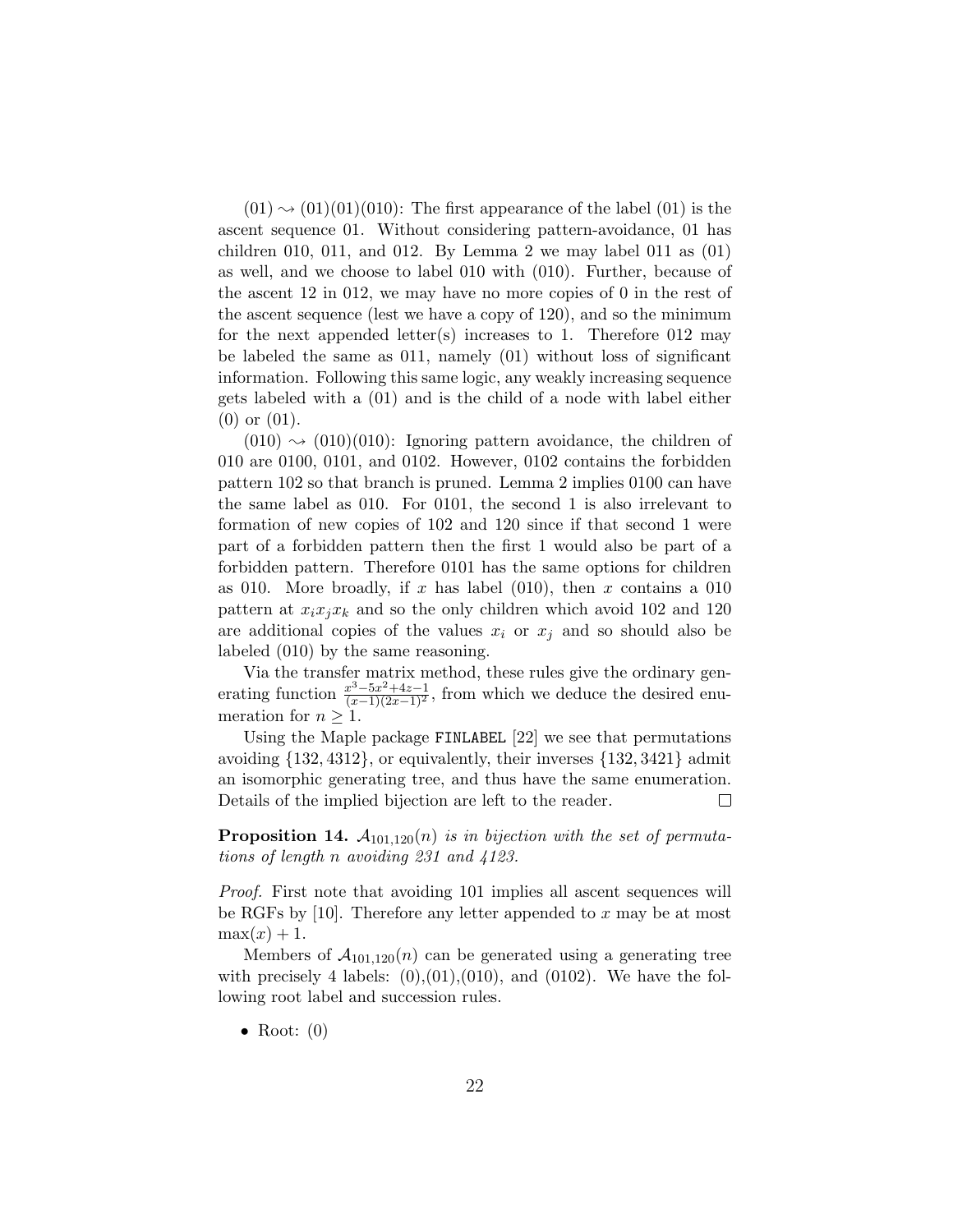$(01) \rightsquigarrow (01)(01)(010)$: The first appearance of the label (01) is the ascent sequence 01. Without considering pattern-avoidance, 01 has children 010, 011, and 012. By Lemma 2 we may label 011 as (01) as well, and we choose to label 010 with (010). Further, because of the ascent 12 in 012, we may have no more copies of 0 in the rest of the ascent sequence (lest we have a copy of 120), and so the minimum for the next appended letter(s) increases to 1. Therefore 012 may be labeled the same as 011, namely (01) without loss of significant information. Following this same logic, any weakly increasing sequence gets labeled with a (01) and is the child of a node with label either (0) or (01).

$(010) \rightsquigarrow (010)(010)$: Ignoring pattern avoidance, the children of 010 are 0100, 0101, and 0102. However, 0102 contains the forbidden pattern 102 so that branch is pruned. Lemma 2 implies 0100 can have the same label as 010. For 0101, the second 1 is also irrelevant to formation of new copies of 102 and 120 since if that second 1 were part of a forbidden pattern then the first 1 would also be part of a forbidden pattern. Therefore 0101 has the same options for children as 010. More broadly, if $x$ has label (010), then $x$ contains a 010 pattern at $x_i x_j x_k$ and so the only children which avoid 102 and 120 are additional copies of the values $x_i$ or $x_j$ and so should also be labeled (010) by the same reasoning.

Via the transfer matrix method, these rules give the ordinary generating function $\frac{x^3-5x^2+4z-1}{(x-1)(2x-1)^2}$, from which we deduce the desired enumeration for $n \geq 1$.

Using the Maple package `FINLABEL` [22] we see that permutations avoiding $\{132, 4312\}$, or equivalently, their inverses $\{132, 3421\}$ admit an isomorphic generating tree, and thus have the same enumeration. Details of the implied bijection are left to the reader. □

**Proposition 14.** *$\mathcal{A}_{101,120}(n)$ is in bijection with the set of permutations of length $n$ avoiding 231 and 4123.*

*Proof.* First note that avoiding 101 implies all ascent sequences will be RGFs by [10]. Therefore any letter appended to $x$ may be at most $\max(x) + 1$.

Members of $\mathcal{A}_{101,120}(n)$ can be generated using a generating tree with precisely 4 labels: (0),(01),(010), and (0102). We have the following root label and succession rules.

- Root: (0)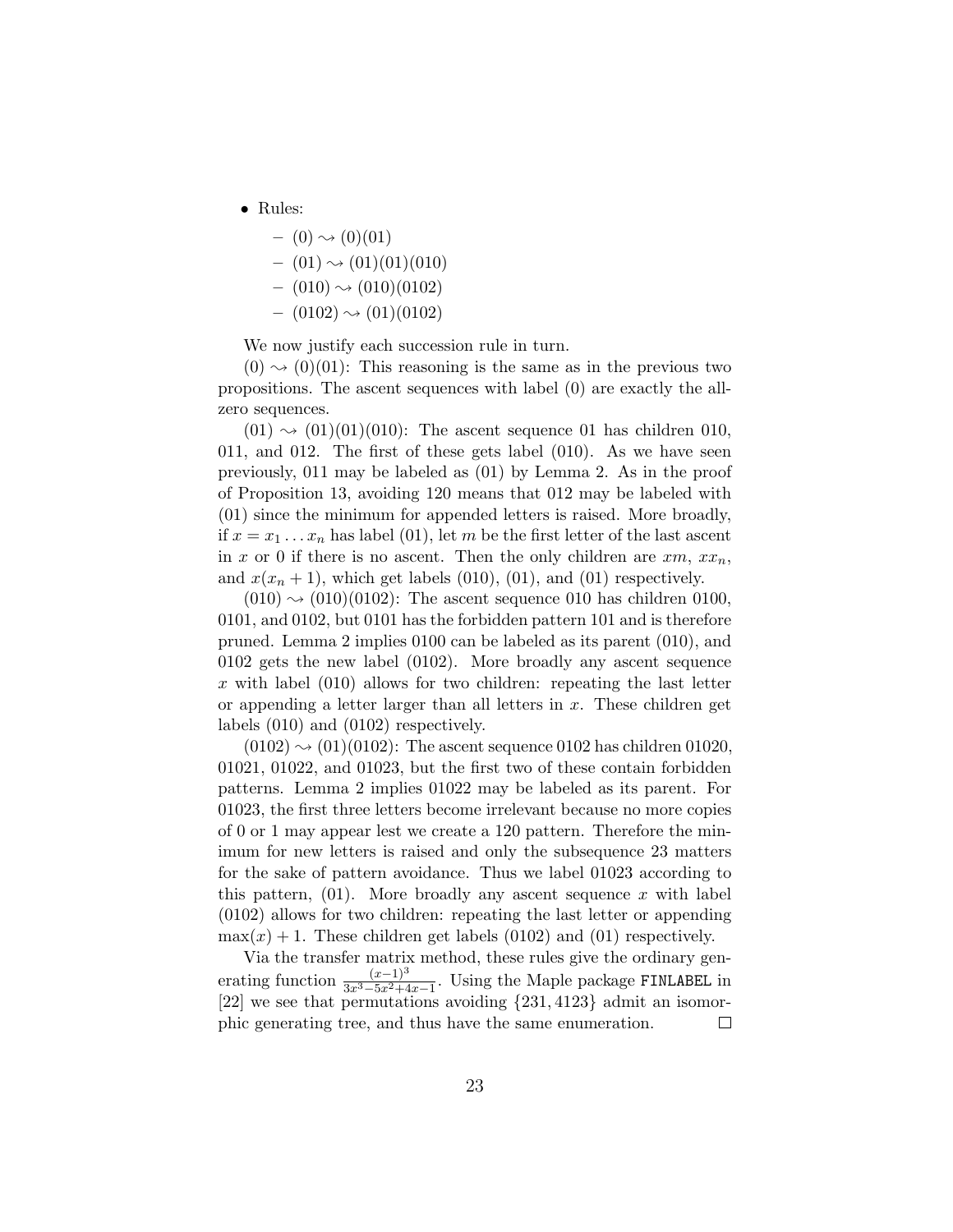- Rules:
  - $(0) \rightsquigarrow (0)(01)$
  - $(01) \rightsquigarrow (01)(01)(010)$
  - $(010) \rightsquigarrow (010)(0102)$
  - $(0102) \rightsquigarrow (01)(0102)$

We now justify each succession rule in turn.

$(0) \rightsquigarrow (0)(01)$: This reasoning is the same as in the previous two propositions. The ascent sequences with label (0) are exactly the all-zero sequences.

$(01) \rightsquigarrow (01)(01)(010)$: The ascent sequence 01 has children 010, 011, and 012. The first of these gets label (010). As we have seen previously, 011 may be labeled as (01) by Lemma 2. As in the proof of Proposition 13, avoiding 120 means that 012 may be labeled with (01) since the minimum for appended letters is raised. More broadly, if $x = x_1 \dots x_n$ has label (01), let $m$ be the first letter of the last ascent in $x$ or 0 if there is no ascent. Then the only children are $xm$, $xx_n$, and $x(x_n + 1)$, which get labels (010), (01), and (01) respectively.

$(010) \rightsquigarrow (010)(0102)$: The ascent sequence 010 has children 0100, 0101, and 0102, but 0101 has the forbidden pattern 101 and is therefore pruned. Lemma 2 implies 0100 can be labeled as its parent (010), and 0102 gets the new label (0102). More broadly any ascent sequence $x$ with label (010) allows for two children: repeating the last letter or appending a letter larger than all letters in $x$. These children get labels (010) and (0102) respectively.

$(0102) \rightsquigarrow (01)(0102)$: The ascent sequence 0102 has children 01020, 01021, 01022, and 01023, but the first two of these contain forbidden patterns. Lemma 2 implies 01022 may be labeled as its parent. For 01023, the first three letters become irrelevant because no more copies of 0 or 1 may appear lest we create a 120 pattern. Therefore the minimum for new letters is raised and only the subsequence 23 matters for the sake of pattern avoidance. Thus we label 01023 according to this pattern, (01). More broadly any ascent sequence $x$ with label (0102) allows for two children: repeating the last letter or appending $\max(x) + 1$. These children get labels (0102) and (01) respectively.

Via the transfer matrix method, these rules give the ordinary generating function $\frac{(x-1)^3}{3x^3 - 5x^2 + 4x - 1}$. Using the Maple package `FINLABEL` in [22] we see that permutations avoiding $\{231, 4123\}$ admit an isomorphic generating tree, and thus have the same enumeration. $\square$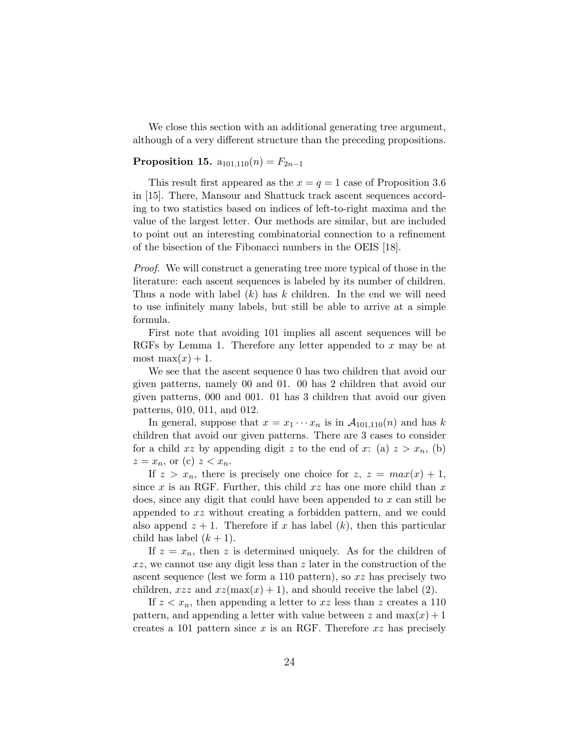We close this section with an additional generating tree argument, although of a very different structure than the preceding propositions.

**Proposition 15.** $\mathrm{a}_{101,110}(n) = F_{2n-1}$

This result first appeared as the $x = q = 1$ case of Proposition 3.6 in [15]. There, Mansour and Shattuck track ascent sequences according to two statistics based on indices of left-to-right maxima and the value of the largest letter. Our methods are similar, but are included to point out an interesting combinatorial connection to a refinement of the bisection of the Fibonacci numbers in the OEIS [18].

*Proof.* We will construct a generating tree more typical of those in the literature: each ascent sequences is labeled by its number of children. Thus a node with label $(k)$ has $k$ children. In the end we will need to use infinitely many labels, but still be able to arrive at a simple formula.

First note that avoiding 101 implies all ascent sequences will be RGFs by Lemma 1. Therefore any letter appended to $x$ may be at most $\max(x) + 1$.

We see that the ascent sequence 0 has two children that avoid our given patterns, namely 00 and 01. 00 has 2 children that avoid our given patterns, 000 and 001. 01 has 3 children that avoid our given patterns, 010, 011, and 012.

In general, suppose that $x = x_1 \cdots x_n$ is in $\mathcal{A}_{101,110}(n)$ and has $k$ children that avoid our given patterns. There are 3 cases to consider for a child $xz$ by appending digit $z$ to the end of $x$: (a) $z > x_n$, (b) $z = x_n$, or (c) $z < x_n$.

If $z > x_n$, there is precisely one choice for $z$, $z = max(x) + 1$, since $x$ is an RGF. Further, this child $xz$ has one more child than $x$ does, since any digit that could have been appended to $x$ can still be appended to $xz$ without creating a forbidden pattern, and we could also append $z + 1$. Therefore if $x$ has label $(k)$, then this particular child has label $(k + 1)$.

If $z = x_n$, then $z$ is determined uniquely. As for the children of $xz$, we cannot use any digit less than $z$ later in the construction of the ascent sequence (lest we form a 110 pattern), so $xz$ has precisely two children, $xzz$ and $xz(\max(x) + 1)$, and should receive the label (2).

If $z < x_n$, then appending a letter to $xz$ less than $z$ creates a 110 pattern, and appending a letter with value between $z$ and $\max(x) + 1$ creates a 101 pattern since $x$ is an RGF. Therefore $xz$ has precisely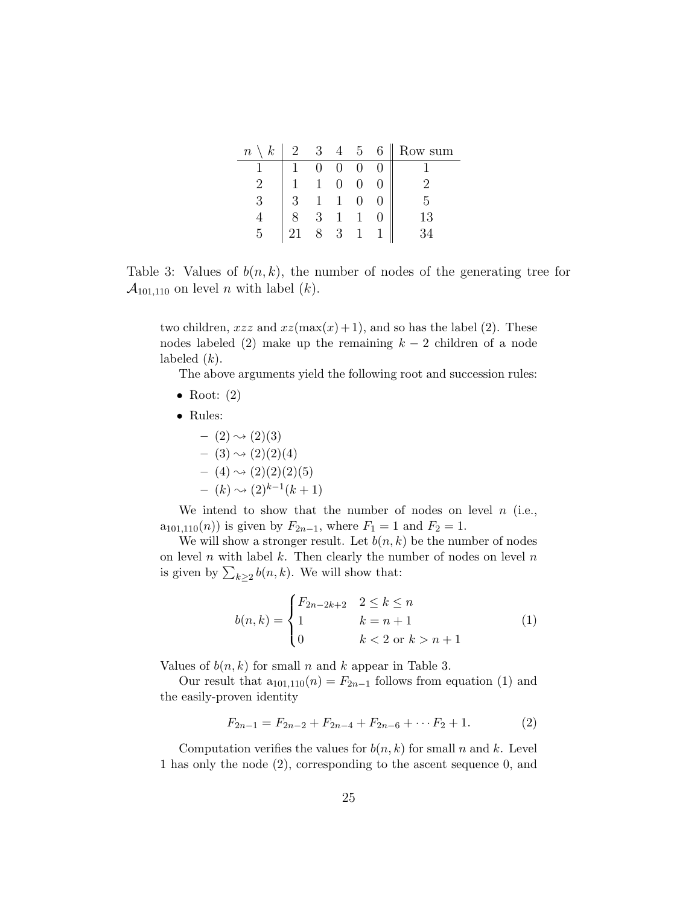| $n \setminus k$ | 2 | 3 | 4 | 5 | 6 | Row sum |
|---|---|---|---|---|---|---|
| 1 | 1 | 0 | 0 | 0 | 0 | 1 |
| 2 | 1 | 1 | 0 | 0 | 0 | 2 |
| 3 | 3 | 1 | 1 | 0 | 0 | 5 |
| 4 | 8 | 3 | 1 | 1 | 0 | 13 |
| 5 | 21 | 8 | 3 | 1 | 1 | 34 |

Table 3: Values of $b(n,k)$, the number of nodes of the generating tree for $\mathcal{A}_{101,110}$ on level $n$ with label $(k)$.

two children, $xzz$ and $xz(\max(x)+1)$, and so has the label (2). These nodes labeled (2) make up the remaining $k-2$ children of a node labeled $(k)$.

The above arguments yield the following root and succession rules:

- Root: (2)
- Rules:
  - $(2) \rightsquigarrow (2)(3)$
  - $(3) \rightsquigarrow (2)(2)(4)$
  - $(4) \rightsquigarrow (2)(2)(2)(5)$
  - $(k) \rightsquigarrow (2)^{k-1}(k+1)$

We intend to show that the number of nodes on level $n$ (i.e., $\mathrm{a}_{101,110}(n)$) is given by $F_{2n-1}$, where $F_1 = 1$ and $F_2 = 1$.

We will show a stronger result. Let $b(n,k)$ be the number of nodes on level $n$ with label $k$. Then clearly the number of nodes on level $n$ is given by $\sum_{k\geq 2} b(n,k)$. We will show that:

$$b(n,k) = \begin{cases} F_{2n-2k+2} & 2 \leq k \leq n \\ 1 & k = n+1 \\ 0 & k < 2 \text{ or } k > n+1 \end{cases} \tag{1}$$

Values of $b(n,k)$ for small $n$ and $k$ appear in Table 3.

Our result that $\mathrm{a}_{101,110}(n) = F_{2n-1}$ follows from equation (1) and the easily-proven identity

$$F_{2n-1} = F_{2n-2} + F_{2n-4} + F_{2n-6} + \cdots F_2 + 1. \tag{2}$$

Computation verifies the values for $b(n,k)$ for small $n$ and $k$. Level 1 has only the node (2), corresponding to the ascent sequence 0, and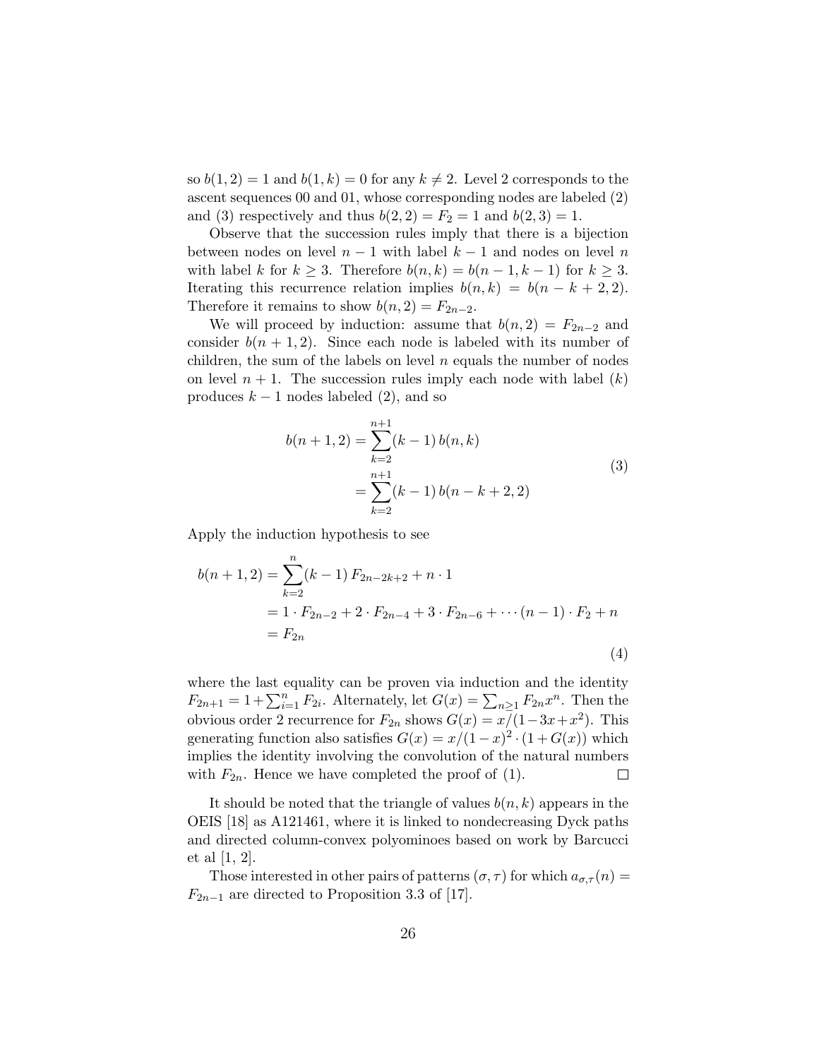so $b(1,2) = 1$ and $b(1,k) = 0$ for any $k \neq 2$. Level 2 corresponds to the ascent sequences 00 and 01, whose corresponding nodes are labeled (2) and (3) respectively and thus $b(2,2) = F_2 = 1$ and $b(2,3) = 1$.

Observe that the succession rules imply that there is a bijection between nodes on level $n-1$ with label $k-1$ and nodes on level $n$ with label $k$ for $k \geq 3$. Therefore $b(n,k) = b(n-1,k-1)$ for $k \geq 3$. Iterating this recurrence relation implies $b(n,k) = b(n-k+2,2)$. Therefore it remains to show $b(n,2) = F_{2n-2}$.

We will proceed by induction: assume that $b(n,2) = F_{2n-2}$ and consider $b(n+1,2)$. Since each node is labeled with its number of children, the sum of the labels on level $n$ equals the number of nodes on level $n+1$. The succession rules imply each node with label $(k)$ produces $k-1$ nodes labeled (2), and so

$$
\begin{aligned}
b(n+1,2) &= \sum_{k=2}^{n+1} (k-1)\, b(n,k) \\
&= \sum_{k=2}^{n+1} (k-1)\, b(n-k+2,2)
\end{aligned}
\tag{3}
$$

Apply the induction hypothesis to see

$$
\begin{aligned}
b(n+1,2) &= \sum_{k=2}^{n} (k-1)\, F_{2n-2k+2} + n \cdot 1 \\
&= 1 \cdot F_{2n-2} + 2 \cdot F_{2n-4} + 3 \cdot F_{2n-6} + \cdots (n-1) \cdot F_2 + n \\
&= F_{2n}
\end{aligned}
\tag{4}
$$

where the last equality can be proven via induction and the identity $F_{2n+1} = 1 + \sum_{i=1}^{n} F_{2i}$. Alternately, let $G(x) = \sum_{n \geq 1} F_{2n} x^n$. Then the obvious order 2 recurrence for $F_{2n}$ shows $G(x) = x/(1-3x+x^2)$. This generating function also satisfies $G(x) = x/(1-x)^2 \cdot (1 + G(x))$ which implies the identity involving the convolution of the natural numbers with $F_{2n}$. Hence we have completed the proof of (1). □

It should be noted that the triangle of values $b(n,k)$ appears in the OEIS [18] as A121461, where it is linked to nondecreasing Dyck paths and directed column-convex polyominoes based on work by Barcucci et al [1, 2].

Those interested in other pairs of patterns $(\sigma, \tau)$ for which $a_{\sigma,\tau}(n) = F_{2n-1}$ are directed to Proposition 3.3 of [17].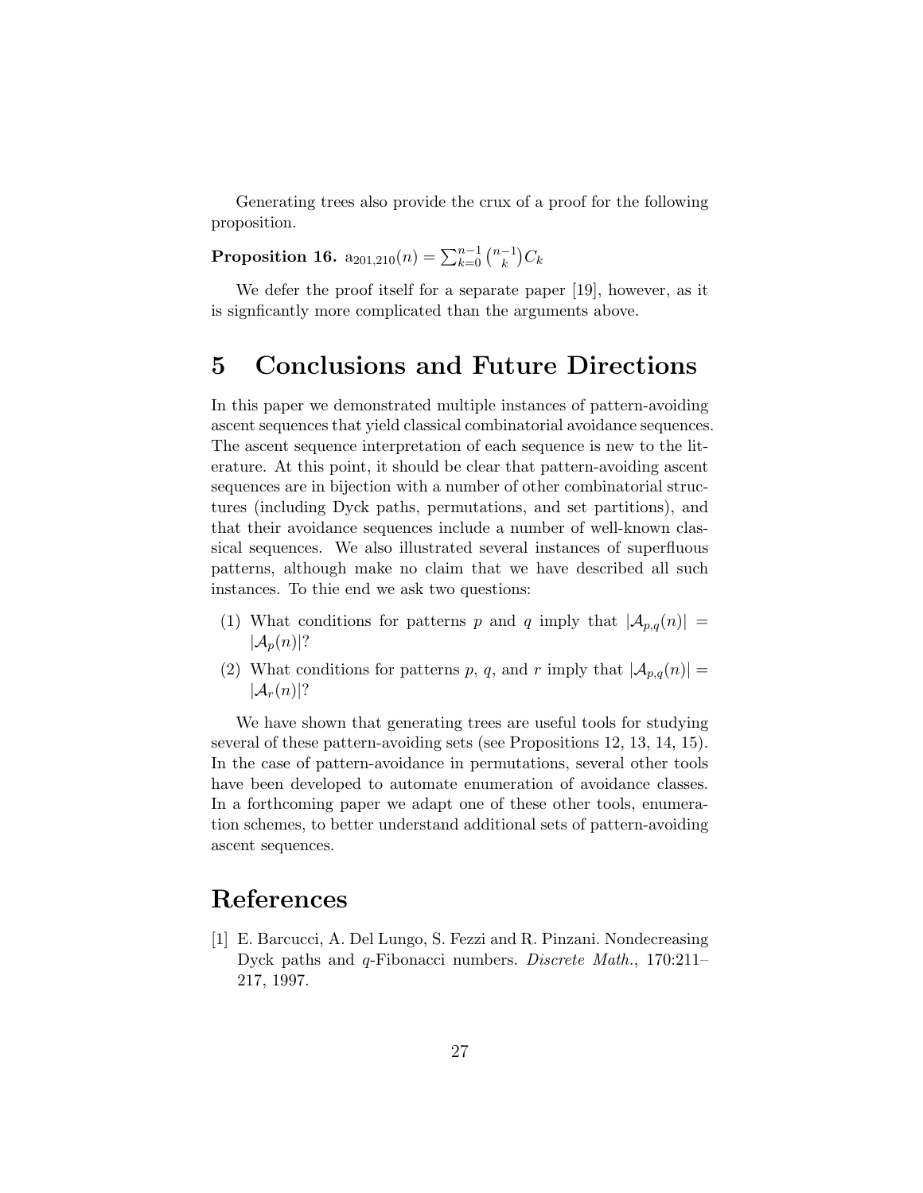Generating trees also provide the crux of a proof for the following proposition.

**Proposition 16.** $\mathrm{a}_{201,210}(n) = \sum_{k=0}^{n-1} \binom{n-1}{k} C_k$

We defer the proof itself for a separate paper [19], however, as it is signficantly more complicated than the arguments above.

# 5 Conclusions and Future Directions

In this paper we demonstrated multiple instances of pattern-avoiding ascent sequences that yield classical combinatorial avoidance sequences. The ascent sequence interpretation of each sequence is new to the literature. At this point, it should be clear that pattern-avoiding ascent sequences are in bijection with a number of other combinatorial structures (including Dyck paths, permutations, and set partitions), and that their avoidance sequences include a number of well-known classical sequences. We also illustrated several instances of superfluous patterns, although make no claim that we have described all such instances. To thie end we ask two questions:

(1) What conditions for patterns $p$ and $q$ imply that $|\mathcal{A}_{p,q}(n)| = |\mathcal{A}_p(n)|$?

(2) What conditions for patterns $p$, $q$, and $r$ imply that $|\mathcal{A}_{p,q}(n)| = |\mathcal{A}_r(n)|$?

We have shown that generating trees are useful tools for studying several of these pattern-avoiding sets (see Propositions 12, 13, 14, 15). In the case of pattern-avoidance in permutations, several other tools have been developed to automate enumeration of avoidance classes. In a forthcoming paper we adapt one of these other tools, enumeration schemes, to better understand additional sets of pattern-avoiding ascent sequences.

# References

[1] E. Barcucci, A. Del Lungo, S. Fezzi and R. Pinzani. Nondecreasing Dyck paths and $q$-Fibonacci numbers. *Discrete Math.*, 170:211–217, 1997.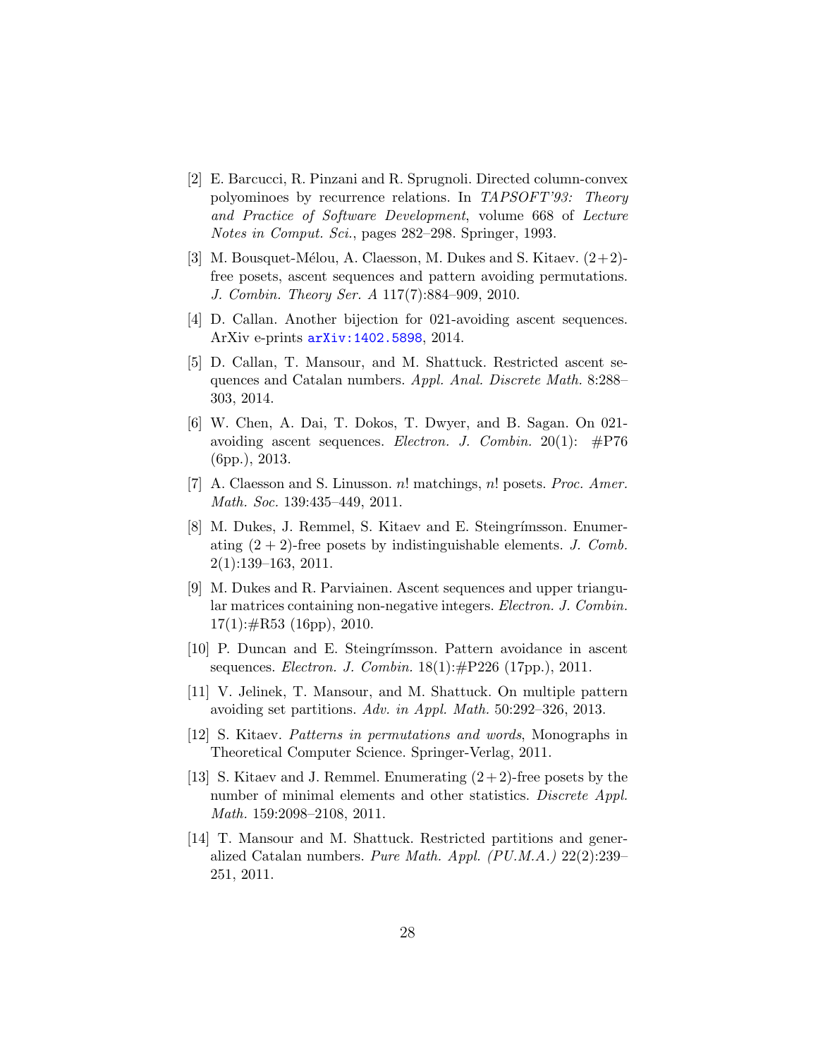[2] E. Barcucci, R. Pinzani and R. Sprugnoli. Directed column-convex polyominoes by recurrence relations. In *TAPSOFT'93: Theory and Practice of Software Development*, volume 668 of *Lecture Notes in Comput. Sci.*, pages 282–298. Springer, 1993.

[3] M. Bousquet-Mélou, A. Claesson, M. Dukes and S. Kitaev. $(2+2)$-free posets, ascent sequences and pattern avoiding permutations. *J. Combin. Theory Ser. A* 117(7):884–909, 2010.

[4] D. Callan. Another bijection for 021-avoiding ascent sequences. ArXiv e-prints arXiv:1402.5898, 2014.

[5] D. Callan, T. Mansour, and M. Shattuck. Restricted ascent sequences and Catalan numbers. *Appl. Anal. Discrete Math.* 8:288–303, 2014.

[6] W. Chen, A. Dai, T. Dokos, T. Dwyer, and B. Sagan. On 021-avoiding ascent sequences. *Electron. J. Combin.* 20(1): #P76 (6pp.), 2013.

[7] A. Claesson and S. Linusson. $n!$ matchings, $n!$ posets. *Proc. Amer. Math. Soc.* 139:435–449, 2011.

[8] M. Dukes, J. Remmel, S. Kitaev and E. Steingrímsson. Enumerating $(2+2)$-free posets by indistinguishable elements. *J. Comb.* 2(1):139–163, 2011.

[9] M. Dukes and R. Parviainen. Ascent sequences and upper triangular matrices containing non-negative integers. *Electron. J. Combin.* 17(1):#R53 (16pp), 2010.

[10] P. Duncan and E. Steingrímsson. Pattern avoidance in ascent sequences. *Electron. J. Combin.* 18(1):#P226 (17pp.), 2011.

[11] V. Jelinek, T. Mansour, and M. Shattuck. On multiple pattern avoiding set partitions. *Adv. in Appl. Math.* 50:292–326, 2013.

[12] S. Kitaev. *Patterns in permutations and words*, Monographs in Theoretical Computer Science. Springer-Verlag, 2011.

[13] S. Kitaev and J. Remmel. Enumerating $(2+2)$-free posets by the number of minimal elements and other statistics. *Discrete Appl. Math.* 159:2098–2108, 2011.

[14] T. Mansour and M. Shattuck. Restricted partitions and generalized Catalan numbers. *Pure Math. Appl. (PU.M.A.)* 22(2):239–251, 2011.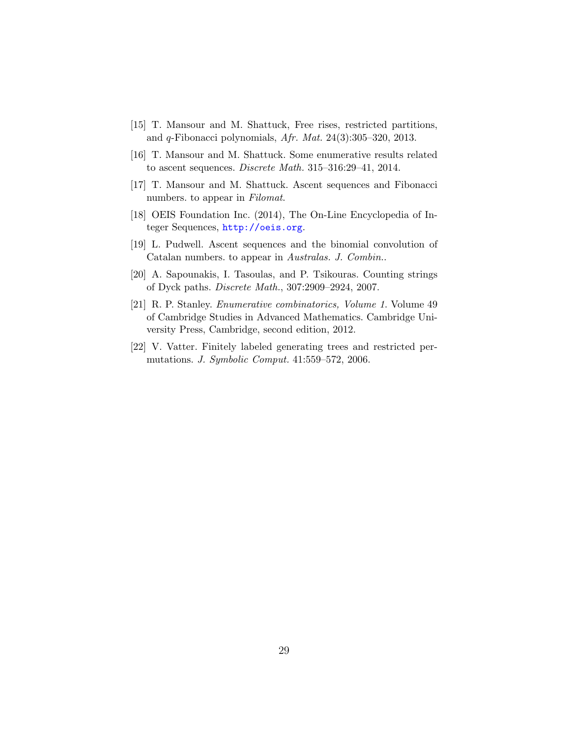[15] T. Mansour and M. Shattuck, Free rises, restricted partitions, and $q$-Fibonacci polynomials, *Afr. Mat.* 24(3):305–320, 2013.

[16] T. Mansour and M. Shattuck. Some enumerative results related to ascent sequences. *Discrete Math.* 315–316:29–41, 2014.

[17] T. Mansour and M. Shattuck. Ascent sequences and Fibonacci numbers. to appear in *Filomat*.

[18] OEIS Foundation Inc. (2014), The On-Line Encyclopedia of Integer Sequences, http://oeis.org.

[19] L. Pudwell. Ascent sequences and the binomial convolution of Catalan numbers. to appear in *Australas. J. Combin.*.

[20] A. Sapounakis, I. Tasoulas, and P. Tsikouras. Counting strings of Dyck paths. *Discrete Math.*, 307:2909–2924, 2007.

[21] R. P. Stanley. *Enumerative combinatorics, Volume 1.* Volume 49 of Cambridge Studies in Advanced Mathematics. Cambridge University Press, Cambridge, second edition, 2012.

[22] V. Vatter. Finitely labeled generating trees and restricted permutations. *J. Symbolic Comput.* 41:559–572, 2006.